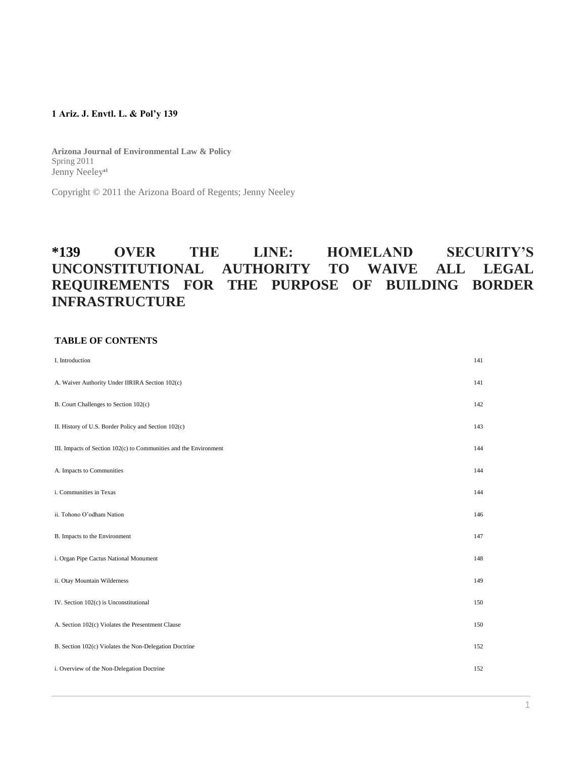**1 Ariz. J. Envtl. L. & Pol'y 139**

**Arizona Journal of Environmental Law & Policy**
Spring 2011
Jenny Neeley[a1]

Copyright © 2011 the Arizona Board of Regents; Jenny Neeley

# *139 OVER THE LINE: HOMELAND SECURITY'S UNCONSTITUTIONAL AUTHORITY TO WAIVE ALL LEGAL REQUIREMENTS FOR THE PURPOSE OF BUILDING BORDER INFRASTRUCTURE

**TABLE OF CONTENTS**

| | |
|---|---|
| I. Introduction | 141 |
| A. Waiver Authority Under IIRIRA Section 102(c) | 141 |
| B. Court Challenges to Section 102(c) | 142 |
| II. History of U.S. Border Policy and Section 102(c) | 143 |
| III. Impacts of Section 102(c) to Communities and the Environment | 144 |
| A. Impacts to Communities | 144 |
| i. Communities in Texas | 144 |
| ii. Tohono O'odham Nation | 146 |
| B. Impacts to the Environment | 147 |
| i. Organ Pipe Cactus National Monument | 148 |
| ii. Otay Mountain Wilderness | 149 |
| IV. Section 102(c) is Unconstitutional | 150 |
| A. Section 102(c) Violates the Presentment Clause | 150 |
| B. Section 102(c) Violates the Non-Delegation Doctrine | 152 |
| i. Overview of the Non-Delegation Doctrine | 152 |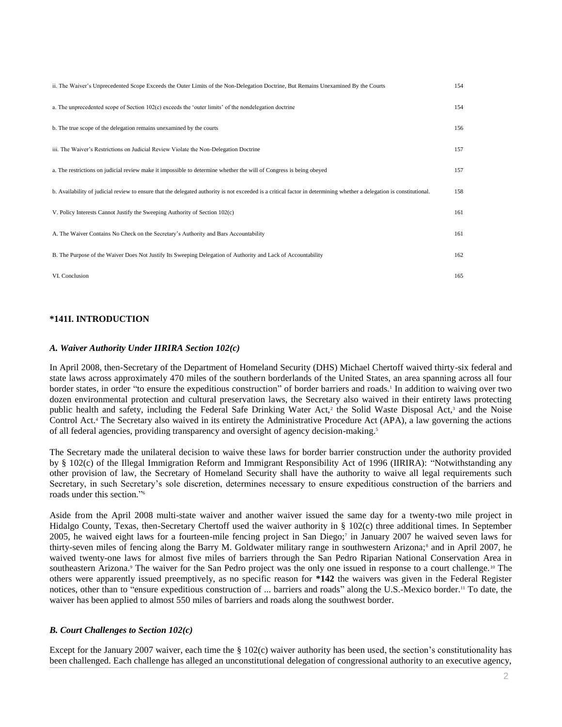| | |
|---|---|
| ii. The Waiver's Unprecedented Scope Exceeds the Outer Limits of the Non-Delegation Doctrine, But Remains Unexamined By the Courts | 154 |
| a. The unprecedented scope of Section 102(c) exceeds the 'outer limits' of the nondelegation doctrine | 154 |
| b. The true scope of the delegation remains unexamined by the courts | 156 |
| iii. The Waiver's Restrictions on Judicial Review Violate the Non-Delegation Doctrine | 157 |
| a. The restrictions on judicial review make it impossible to determine whether the will of Congress is being obeyed | 157 |
| b. Availability of judicial review to ensure that the delegated authority is not exceeded is a critical factor in determining whether a delegation is constitutional. | 158 |
| V. Policy Interests Cannot Justify the Sweeping Authority of Section 102(c) | 161 |
| A. The Waiver Contains No Check on the Secretary's Authority and Bars Accountability | 161 |
| B. The Purpose of the Waiver Does Not Justify Its Sweeping Delegation of Authority and Lack of Accountability | 162 |
| VI. Conclusion | 165 |

## *141I. INTRODUCTION

### *A. Waiver Authority Under IIRIRA Section 102(c)*

In April 2008, then-Secretary of the Department of Homeland Security (DHS) Michael Chertoff waived thirty-six federal and state laws across approximately 470 miles of the southern borderlands of the United States, an area spanning across all four border states, in order "to ensure the expeditious construction" of border barriers and roads.[1] In addition to waiving over two dozen environmental protection and cultural preservation laws, the Secretary also waived in their entirety laws protecting public health and safety, including the Federal Safe Drinking Water Act,[2] the Solid Waste Disposal Act,[3] and the Noise Control Act.[4] The Secretary also waived in its entirety the Administrative Procedure Act (APA), a law governing the actions of all federal agencies, providing transparency and oversight of agency decision-making.[5]

The Secretary made the unilateral decision to waive these laws for border barrier construction under the authority provided by § 102(c) of the Illegal Immigration Reform and Immigrant Responsibility Act of 1996 (IIRIRA): "Notwithstanding any other provision of law, the Secretary of Homeland Security shall have the authority to waive all legal requirements such Secretary, in such Secretary's sole discretion, determines necessary to ensure expeditious construction of the barriers and roads under this section."[6]

Aside from the April 2008 multi-state waiver and another waiver issued the same day for a twenty-two mile project in Hidalgo County, Texas, then-Secretary Chertoff used the waiver authority in § 102(c) three additional times. In September 2005, he waived eight laws for a fourteen-mile fencing project in San Diego;[7] in January 2007 he waived seven laws for thirty-seven miles of fencing along the Barry M. Goldwater military range in southwestern Arizona;[8] and in April 2007, he waived twenty-one laws for almost five miles of barriers through the San Pedro Riparian National Conservation Area in southeastern Arizona.[9] The waiver for the San Pedro project was the only one issued in response to a court challenge.[10] The others were apparently issued preemptively, as no specific reason for **\*142** the waivers was given in the Federal Register notices, other than to "ensure expeditious construction of ... barriers and roads" along the U.S.-Mexico border.[11] To date, the waiver has been applied to almost 550 miles of barriers and roads along the southwest border.

### *B. Court Challenges to Section 102(c)*

Except for the January 2007 waiver, each time the § 102(c) waiver authority has been used, the section's constitutionality has been challenged. Each challenge has alleged an unconstitutional delegation of congressional authority to an executive agency,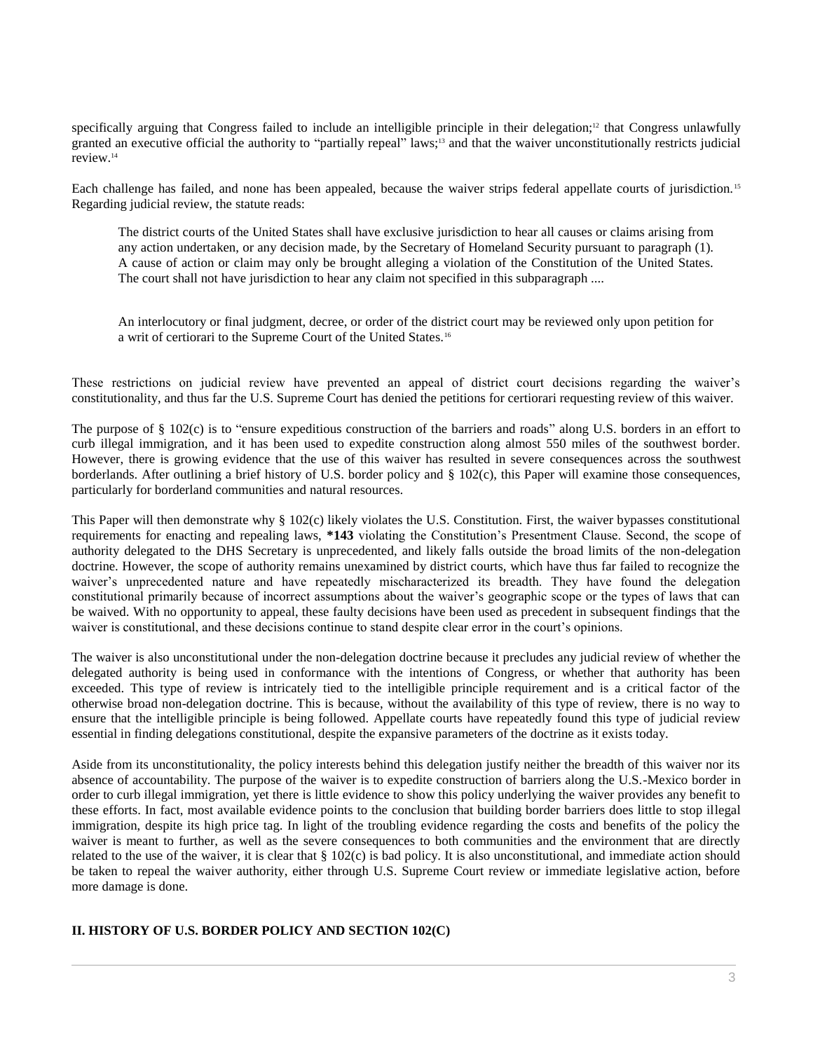specifically arguing that Congress failed to include an intelligible principle in their delegation;[12] that Congress unlawfully granted an executive official the authority to "partially repeal" laws;[13] and that the waiver unconstitutionally restricts judicial review.[14]

Each challenge has failed, and none has been appealed, because the waiver strips federal appellate courts of jurisdiction.[15] Regarding judicial review, the statute reads:

> The district courts of the United States shall have exclusive jurisdiction to hear all causes or claims arising from any action undertaken, or any decision made, by the Secretary of Homeland Security pursuant to paragraph (1). A cause of action or claim may only be brought alleging a violation of the Constitution of the United States. The court shall not have jurisdiction to hear any claim not specified in this subparagraph ....
>
> An interlocutory or final judgment, decree, or order of the district court may be reviewed only upon petition for a writ of certiorari to the Supreme Court of the United States.[16]

These restrictions on judicial review have prevented an appeal of district court decisions regarding the waiver's constitutionality, and thus far the U.S. Supreme Court has denied the petitions for certiorari requesting review of this waiver.

The purpose of § 102(c) is to "ensure expeditious construction of the barriers and roads" along U.S. borders in an effort to curb illegal immigration, and it has been used to expedite construction along almost 550 miles of the southwest border. However, there is growing evidence that the use of this waiver has resulted in severe consequences across the southwest borderlands. After outlining a brief history of U.S. border policy and § 102(c), this Paper will examine those consequences, particularly for borderland communities and natural resources.

This Paper will then demonstrate why § 102(c) likely violates the U.S. Constitution. First, the waiver bypasses constitutional requirements for enacting and repealing laws, **\*143** violating the Constitution's Presentment Clause. Second, the scope of authority delegated to the DHS Secretary is unprecedented, and likely falls outside the broad limits of the non-delegation doctrine. However, the scope of authority remains unexamined by district courts, which have thus far failed to recognize the waiver's unprecedented nature and have repeatedly mischaracterized its breadth. They have found the delegation constitutional primarily because of incorrect assumptions about the waiver's geographic scope or the types of laws that can be waived. With no opportunity to appeal, these faulty decisions have been used as precedent in subsequent findings that the waiver is constitutional, and these decisions continue to stand despite clear error in the court's opinions.

The waiver is also unconstitutional under the non-delegation doctrine because it precludes any judicial review of whether the delegated authority is being used in conformance with the intentions of Congress, or whether that authority has been exceeded. This type of review is intricately tied to the intelligible principle requirement and is a critical factor of the otherwise broad non-delegation doctrine. This is because, without the availability of this type of review, there is no way to ensure that the intelligible principle is being followed. Appellate courts have repeatedly found this type of judicial review essential in finding delegations constitutional, despite the expansive parameters of the doctrine as it exists today.

Aside from its unconstitutionality, the policy interests behind this delegation justify neither the breadth of this waiver nor its absence of accountability. The purpose of the waiver is to expedite construction of barriers along the U.S.-Mexico border in order to curb illegal immigration, yet there is little evidence to show this policy underlying the waiver provides any benefit to these efforts. In fact, most available evidence points to the conclusion that building border barriers does little to stop illegal immigration, despite its high price tag. In light of the troubling evidence regarding the costs and benefits of the policy the waiver is meant to further, as well as the severe consequences to both communities and the environment that are directly related to the use of the waiver, it is clear that § 102(c) is bad policy. It is also unconstitutional, and immediate action should be taken to repeal the waiver authority, either through U.S. Supreme Court review or immediate legislative action, before more damage is done.

## II. HISTORY OF U.S. BORDER POLICY AND SECTION 102(C)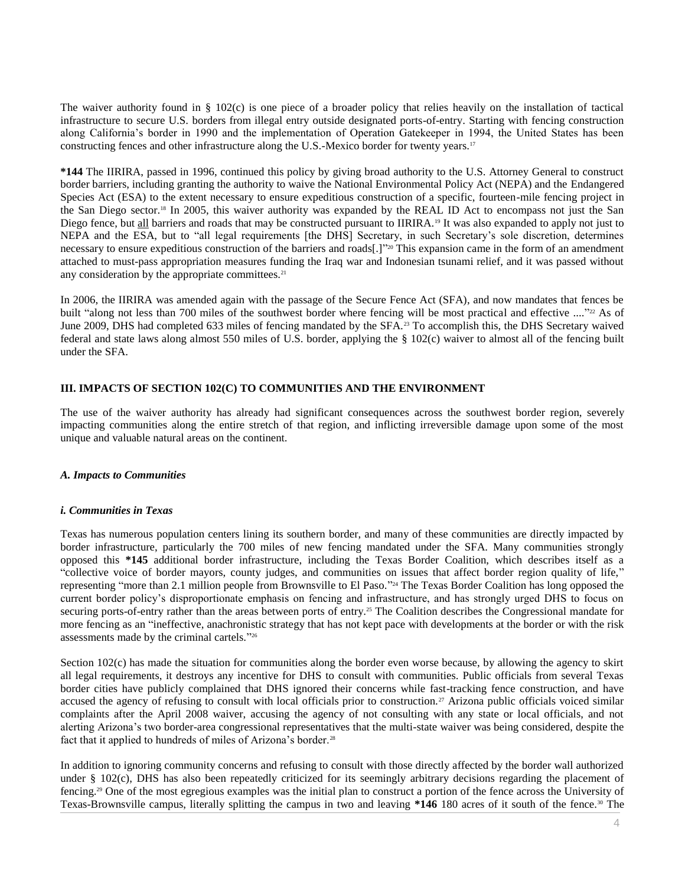The waiver authority found in § 102(c) is one piece of a broader policy that relies heavily on the installation of tactical infrastructure to secure U.S. borders from illegal entry outside designated ports-of-entry. Starting with fencing construction along California's border in 1990 and the implementation of Operation Gatekeeper in 1994, the United States has been constructing fences and other infrastructure along the U.S.-Mexico border for twenty years.[17]

**\*144** The IIRIRA, passed in 1996, continued this policy by giving broad authority to the U.S. Attorney General to construct border barriers, including granting the authority to waive the National Environmental Policy Act (NEPA) and the Endangered Species Act (ESA) to the extent necessary to ensure expeditious construction of a specific, fourteen-mile fencing project in the San Diego sector.[18] In 2005, this waiver authority was expanded by the REAL ID Act to encompass not just the San Diego fence, but <u>all</u> barriers and roads that may be constructed pursuant to IIRIRA.[19] It was also expanded to apply not just to NEPA and the ESA, but to "all legal requirements [the DHS] Secretary, in such Secretary's sole discretion, determines necessary to ensure expeditious construction of the barriers and roads[.]"[20] This expansion came in the form of an amendment attached to must-pass appropriation measures funding the Iraq war and Indonesian tsunami relief, and it was passed without any consideration by the appropriate committees.[21]

In 2006, the IIRIRA was amended again with the passage of the Secure Fence Act (SFA), and now mandates that fences be built "along not less than 700 miles of the southwest border where fencing will be most practical and effective ...."[22] As of June 2009, DHS had completed 633 miles of fencing mandated by the SFA.[23] To accomplish this, the DHS Secretary waived federal and state laws along almost 550 miles of U.S. border, applying the § 102(c) waiver to almost all of the fencing built under the SFA.

## III. IMPACTS OF SECTION 102(C) TO COMMUNITIES AND THE ENVIRONMENT

The use of the waiver authority has already had significant consequences across the southwest border region, severely impacting communities along the entire stretch of that region, and inflicting irreversible damage upon some of the most unique and valuable natural areas on the continent.

### *A. Impacts to Communities*

#### *i. Communities in Texas*

Texas has numerous population centers lining its southern border, and many of these communities are directly impacted by border infrastructure, particularly the 700 miles of new fencing mandated under the SFA. Many communities strongly opposed this **\*145** additional border infrastructure, including the Texas Border Coalition, which describes itself as a "collective voice of border mayors, county judges, and communities on issues that affect border region quality of life," representing "more than 2.1 million people from Brownsville to El Paso."[24] The Texas Border Coalition has long opposed the current border policy's disproportionate emphasis on fencing and infrastructure, and has strongly urged DHS to focus on securing ports-of-entry rather than the areas between ports of entry.[25] The Coalition describes the Congressional mandate for more fencing as an "ineffective, anachronistic strategy that has not kept pace with developments at the border or with the risk assessments made by the criminal cartels."[26]

Section 102(c) has made the situation for communities along the border even worse because, by allowing the agency to skirt all legal requirements, it destroys any incentive for DHS to consult with communities. Public officials from several Texas border cities have publicly complained that DHS ignored their concerns while fast-tracking fence construction, and have accused the agency of refusing to consult with local officials prior to construction.[27] Arizona public officials voiced similar complaints after the April 2008 waiver, accusing the agency of not consulting with any state or local officials, and not alerting Arizona's two border-area congressional representatives that the multi-state waiver was being considered, despite the fact that it applied to hundreds of miles of Arizona's border.[28]

In addition to ignoring community concerns and refusing to consult with those directly affected by the border wall authorized under § 102(c), DHS has also been repeatedly criticized for its seemingly arbitrary decisions regarding the placement of fencing.[29] One of the most egregious examples was the initial plan to construct a portion of the fence across the University of Texas-Brownsville campus, literally splitting the campus in two and leaving **\*146** 180 acres of it south of the fence.[30] The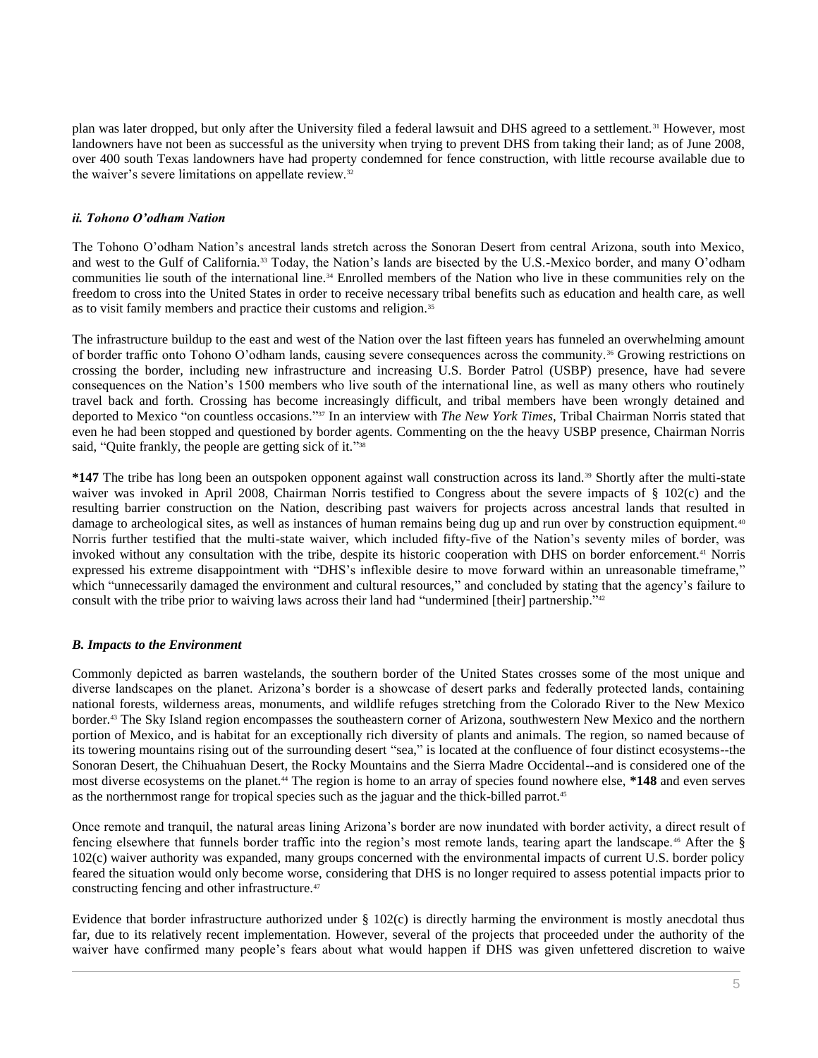plan was later dropped, but only after the University filed a federal lawsuit and DHS agreed to a settlement.[31] However, most landowners have not been as successful as the university when trying to prevent DHS from taking their land; as of June 2008, over 400 south Texas landowners have had property condemned for fence construction, with little recourse available due to the waiver's severe limitations on appellate review.[32]

#### *ii. Tohono O'odham Nation*

The Tohono O'odham Nation's ancestral lands stretch across the Sonoran Desert from central Arizona, south into Mexico, and west to the Gulf of California.[33] Today, the Nation's lands are bisected by the U.S.-Mexico border, and many O'odham communities lie south of the international line.[34] Enrolled members of the Nation who live in these communities rely on the freedom to cross into the United States in order to receive necessary tribal benefits such as education and health care, as well as to visit family members and practice their customs and religion.[35]

The infrastructure buildup to the east and west of the Nation over the last fifteen years has funneled an overwhelming amount of border traffic onto Tohono O'odham lands, causing severe consequences across the community.[36] Growing restrictions on crossing the border, including new infrastructure and increasing U.S. Border Patrol (USBP) presence, have had severe consequences on the Nation's 1500 members who live south of the international line, as well as many others who routinely travel back and forth. Crossing has become increasingly difficult, and tribal members have been wrongly detained and deported to Mexico "on countless occasions."[37] In an interview with *The New York Times*, Tribal Chairman Norris stated that even he had been stopped and questioned by border agents. Commenting on the the heavy USBP presence, Chairman Norris said, "Quite frankly, the people are getting sick of it."[38]

**\*147** The tribe has long been an outspoken opponent against wall construction across its land.[39] Shortly after the multi-state waiver was invoked in April 2008, Chairman Norris testified to Congress about the severe impacts of § 102(c) and the resulting barrier construction on the Nation, describing past waivers for projects across ancestral lands that resulted in damage to archeological sites, as well as instances of human remains being dug up and run over by construction equipment.[40] Norris further testified that the multi-state waiver, which included fifty-five of the Nation's seventy miles of border, was invoked without any consultation with the tribe, despite its historic cooperation with DHS on border enforcement.[41] Norris expressed his extreme disappointment with "DHS's inflexible desire to move forward within an unreasonable timeframe," which "unnecessarily damaged the environment and cultural resources," and concluded by stating that the agency's failure to consult with the tribe prior to waiving laws across their land had "undermined [their] partnership."[42]

### *B. Impacts to the Environment*

Commonly depicted as barren wastelands, the southern border of the United States crosses some of the most unique and diverse landscapes on the planet. Arizona's border is a showcase of desert parks and federally protected lands, containing national forests, wilderness areas, monuments, and wildlife refuges stretching from the Colorado River to the New Mexico border.[43] The Sky Island region encompasses the southeastern corner of Arizona, southwestern New Mexico and the northern portion of Mexico, and is habitat for an exceptionally rich diversity of plants and animals. The region, so named because of its towering mountains rising out of the surrounding desert "sea," is located at the confluence of four distinct ecosystems--the Sonoran Desert, the Chihuahuan Desert, the Rocky Mountains and the Sierra Madre Occidental--and is considered one of the most diverse ecosystems on the planet.[44] The region is home to an array of species found nowhere else, **\*148** and even serves as the northernmost range for tropical species such as the jaguar and the thick-billed parrot.[45]

Once remote and tranquil, the natural areas lining Arizona's border are now inundated with border activity, a direct result of fencing elsewhere that funnels border traffic into the region's most remote lands, tearing apart the landscape.[46] After the § 102(c) waiver authority was expanded, many groups concerned with the environmental impacts of current U.S. border policy feared the situation would only become worse, considering that DHS is no longer required to assess potential impacts prior to constructing fencing and other infrastructure.[47]

Evidence that border infrastructure authorized under § 102(c) is directly harming the environment is mostly anecdotal thus far, due to its relatively recent implementation. However, several of the projects that proceeded under the authority of the waiver have confirmed many people's fears about what would happen if DHS was given unfettered discretion to waive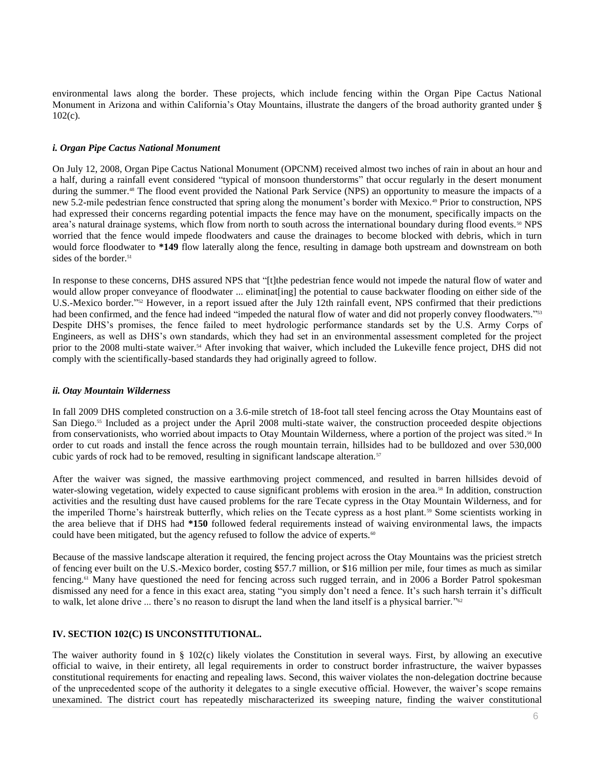environmental laws along the border. These projects, which include fencing within the Organ Pipe Cactus National Monument in Arizona and within California's Otay Mountains, illustrate the dangers of the broad authority granted under § 102(c).

### *i. Organ Pipe Cactus National Monument*

On July 12, 2008, Organ Pipe Cactus National Monument (OPCNM) received almost two inches of rain in about an hour and a half, during a rainfall event considered "typical of monsoon thunderstorms" that occur regularly in the desert monument during the summer.[48] The flood event provided the National Park Service (NPS) an opportunity to measure the impacts of a new 5.2-mile pedestrian fence constructed that spring along the monument's border with Mexico.[49] Prior to construction, NPS had expressed their concerns regarding potential impacts the fence may have on the monument, specifically impacts on the area's natural drainage systems, which flow from north to south across the international boundary during flood events.[50] NPS worried that the fence would impede floodwaters and cause the drainages to become blocked with debris, which in turn would force floodwater to **\*149** flow laterally along the fence, resulting in damage both upstream and downstream on both sides of the border.[51]

In response to these concerns, DHS assured NPS that "[t]the pedestrian fence would not impede the natural flow of water and would allow proper conveyance of floodwater ... eliminat[ing] the potential to cause backwater flooding on either side of the U.S.-Mexico border."[52] However, in a report issued after the July 12th rainfall event, NPS confirmed that their predictions had been confirmed, and the fence had indeed "impeded the natural flow of water and did not properly convey floodwaters."[53] Despite DHS's promises, the fence failed to meet hydrologic performance standards set by the U.S. Army Corps of Engineers, as well as DHS's own standards, which they had set in an environmental assessment completed for the project prior to the 2008 multi-state waiver.[54] After invoking that waiver, which included the Lukeville fence project, DHS did not comply with the scientifically-based standards they had originally agreed to follow.

### *ii. Otay Mountain Wilderness*

In fall 2009 DHS completed construction on a 3.6-mile stretch of 18-foot tall steel fencing across the Otay Mountains east of San Diego.[55] Included as a project under the April 2008 multi-state waiver, the construction proceeded despite objections from conservationists, who worried about impacts to Otay Mountain Wilderness, where a portion of the project was sited.[56] In order to cut roads and install the fence across the rough mountain terrain, hillsides had to be bulldozed and over 530,000 cubic yards of rock had to be removed, resulting in significant landscape alteration.[57]

After the waiver was signed, the massive earthmoving project commenced, and resulted in barren hillsides devoid of water-slowing vegetation, widely expected to cause significant problems with erosion in the area.[58] In addition, construction activities and the resulting dust have caused problems for the rare Tecate cypress in the Otay Mountain Wilderness, and for the imperiled Thorne's hairstreak butterfly, which relies on the Tecate cypress as a host plant.[59] Some scientists working in the area believe that if DHS had **\*150** followed federal requirements instead of waiving environmental laws, the impacts could have been mitigated, but the agency refused to follow the advice of experts.[60]

Because of the massive landscape alteration it required, the fencing project across the Otay Mountains was the priciest stretch of fencing ever built on the U.S.-Mexico border, costing $57.7 million, or $16 million per mile, four times as much as similar fencing.[61] Many have questioned the need for fencing across such rugged terrain, and in 2006 a Border Patrol spokesman dismissed any need for a fence in this exact area, stating "you simply don't need a fence. It's such harsh terrain it's difficult to walk, let alone drive ... there's no reason to disrupt the land when the land itself is a physical barrier."[62]

## IV. SECTION 102(C) IS UNCONSTITUTIONAL.

The waiver authority found in § 102(c) likely violates the Constitution in several ways. First, by allowing an executive official to waive, in their entirety, all legal requirements in order to construct border infrastructure, the waiver bypasses constitutional requirements for enacting and repealing laws. Second, this waiver violates the non-delegation doctrine because of the unprecedented scope of the authority it delegates to a single executive official. However, the waiver's scope remains unexamined. The district court has repeatedly mischaracterized its sweeping nature, finding the waiver constitutional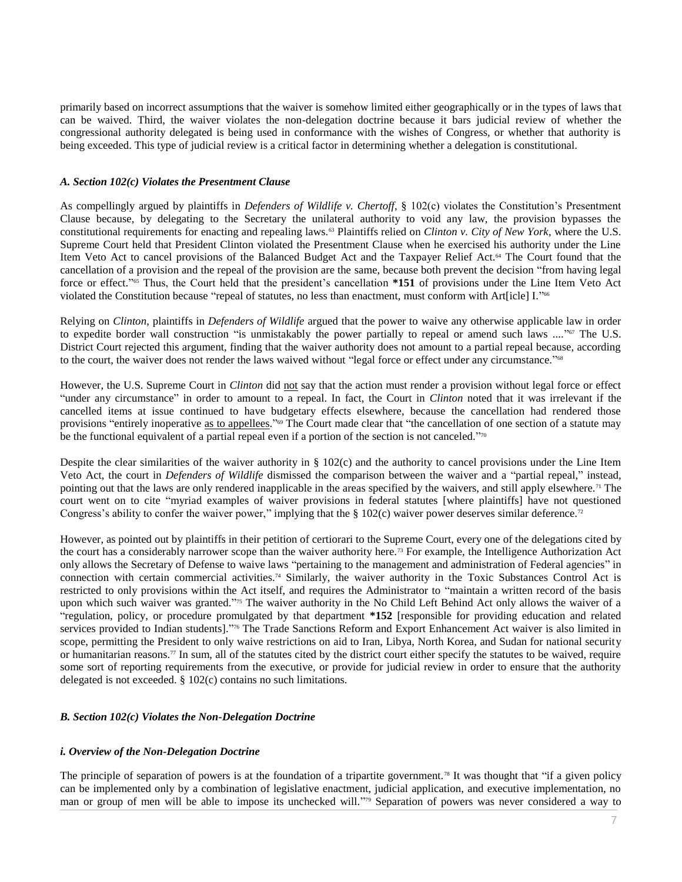primarily based on incorrect assumptions that the waiver is somehow limited either geographically or in the types of laws that can be waived. Third, the waiver violates the non-delegation doctrine because it bars judicial review of whether the congressional authority delegated is being used in conformance with the wishes of Congress, or whether that authority is being exceeded. This type of judicial review is a critical factor in determining whether a delegation is constitutional.

### *A. Section 102(c) Violates the Presentment Clause*

As compellingly argued by plaintiffs in *Defenders of Wildlife v. Chertoff*, § 102(c) violates the Constitution's Presentment Clause because, by delegating to the Secretary the unilateral authority to void any law, the provision bypasses the constitutional requirements for enacting and repealing laws.[63] Plaintiffs relied on *Clinton v. City of New York*, where the U.S. Supreme Court held that President Clinton violated the Presentment Clause when he exercised his authority under the Line Item Veto Act to cancel provisions of the Balanced Budget Act and the Taxpayer Relief Act.[64] The Court found that the cancellation of a provision and the repeal of the provision are the same, because both prevent the decision "from having legal force or effect."[65] Thus, the Court held that the president's cancellation **\*151** of provisions under the Line Item Veto Act violated the Constitution because "repeal of statutes, no less than enactment, must conform with Art[icle] I."[66]

Relying on *Clinton*, plaintiffs in *Defenders of Wildlife* argued that the power to waive any otherwise applicable law in order to expedite border wall construction "is unmistakably the power partially to repeal or amend such laws ...."[67] The U.S. District Court rejected this argument, finding that the waiver authority does not amount to a partial repeal because, according to the court, the waiver does not render the laws waived without "legal force or effect under any circumstance."[68]

However, the U.S. Supreme Court in *Clinton* did not say that the action must render a provision without legal force or effect "under any circumstance" in order to amount to a repeal. In fact, the Court in *Clinton* noted that it was irrelevant if the cancelled items at issue continued to have budgetary effects elsewhere, because the cancellation had rendered those provisions "entirely inoperative as to appellees."[69] The Court made clear that "the cancellation of one section of a statute may be the functional equivalent of a partial repeal even if a portion of the section is not canceled."[70]

Despite the clear similarities of the waiver authority in § 102(c) and the authority to cancel provisions under the Line Item Veto Act, the court in *Defenders of Wildlife* dismissed the comparison between the waiver and a "partial repeal," instead, pointing out that the laws are only rendered inapplicable in the areas specified by the waivers, and still apply elsewhere.[71] The court went on to cite "myriad examples of waiver provisions in federal statutes [where plaintiffs] have not questioned Congress's ability to confer the waiver power," implying that the § 102(c) waiver power deserves similar deference.[72]

However, as pointed out by plaintiffs in their petition of certiorari to the Supreme Court, every one of the delegations cited by the court has a considerably narrower scope than the waiver authority here.[73] For example, the Intelligence Authorization Act only allows the Secretary of Defense to waive laws "pertaining to the management and administration of Federal agencies" in connection with certain commercial activities.[74] Similarly, the waiver authority in the Toxic Substances Control Act is restricted to only provisions within the Act itself, and requires the Administrator to "maintain a written record of the basis upon which such waiver was granted."[75] The waiver authority in the No Child Left Behind Act only allows the waiver of a "regulation, policy, or procedure promulgated by that department **\*152** [responsible for providing education and related services provided to Indian students]."[76] The Trade Sanctions Reform and Export Enhancement Act waiver is also limited in scope, permitting the President to only waive restrictions on aid to Iran, Libya, North Korea, and Sudan for national security or humanitarian reasons.[77] In sum, all of the statutes cited by the district court either specify the statutes to be waived, require some sort of reporting requirements from the executive, or provide for judicial review in order to ensure that the authority delegated is not exceeded. § 102(c) contains no such limitations.

### *B. Section 102(c) Violates the Non-Delegation Doctrine*

#### *i. Overview of the Non-Delegation Doctrine*

The principle of separation of powers is at the foundation of a tripartite government.[78] It was thought that "if a given policy can be implemented only by a combination of legislative enactment, judicial application, and executive implementation, no man or group of men will be able to impose its unchecked will."[79] Separation of powers was never considered a way to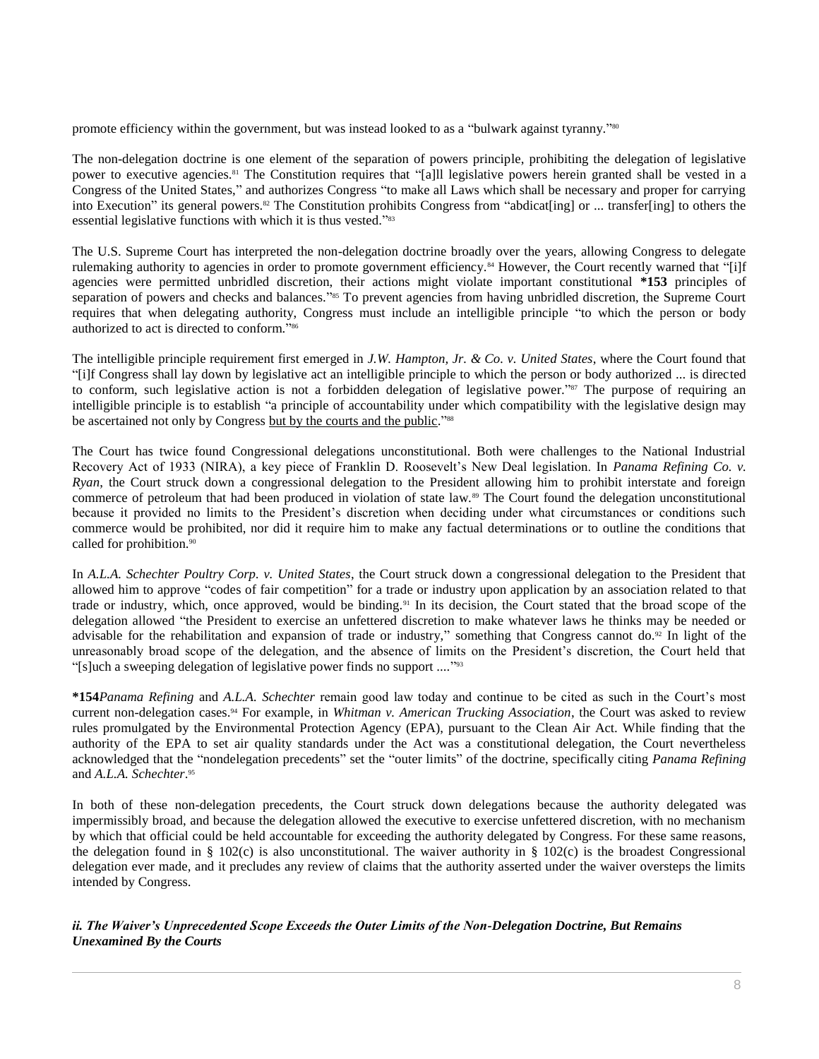promote efficiency within the government, but was instead looked to as a "bulwark against tyranny."[80]

The non-delegation doctrine is one element of the separation of powers principle, prohibiting the delegation of legislative power to executive agencies.[81] The Constitution requires that "[a]ll legislative powers herein granted shall be vested in a Congress of the United States," and authorizes Congress "to make all Laws which shall be necessary and proper for carrying into Execution" its general powers.[82] The Constitution prohibits Congress from "abdicat[ing] or ... transfer[ing] to others the essential legislative functions with which it is thus vested."[83]

The U.S. Supreme Court has interpreted the non-delegation doctrine broadly over the years, allowing Congress to delegate rulemaking authority to agencies in order to promote government efficiency.[84] However, the Court recently warned that "[i]f agencies were permitted unbridled discretion, their actions might violate important constitutional **\*153** principles of separation of powers and checks and balances."[85] To prevent agencies from having unbridled discretion, the Supreme Court requires that when delegating authority, Congress must include an intelligible principle "to which the person or body authorized to act is directed to conform."[86]

The intelligible principle requirement first emerged in *J.W. Hampton, Jr. & Co. v. United States*, where the Court found that "[i]f Congress shall lay down by legislative act an intelligible principle to which the person or body authorized ... is directed to conform, such legislative action is not a forbidden delegation of legislative power."[87] The purpose of requiring an intelligible principle is to establish "a principle of accountability under which compatibility with the legislative design may be ascertained not only by Congress but by the courts and the public."[88]

The Court has twice found Congressional delegations unconstitutional. Both were challenges to the National Industrial Recovery Act of 1933 (NIRA), a key piece of Franklin D. Roosevelt's New Deal legislation. In *Panama Refining Co. v. Ryan*, the Court struck down a congressional delegation to the President allowing him to prohibit interstate and foreign commerce of petroleum that had been produced in violation of state law.[89] The Court found the delegation unconstitutional because it provided no limits to the President's discretion when deciding under what circumstances or conditions such commerce would be prohibited, nor did it require him to make any factual determinations or to outline the conditions that called for prohibition.[90]

In *A.L.A. Schechter Poultry Corp. v. United States*, the Court struck down a congressional delegation to the President that allowed him to approve "codes of fair competition" for a trade or industry upon application by an association related to that trade or industry, which, once approved, would be binding.[91] In its decision, the Court stated that the broad scope of the delegation allowed "the President to exercise an unfettered discretion to make whatever laws he thinks may be needed or advisable for the rehabilitation and expansion of trade or industry," something that Congress cannot do.[92] In light of the unreasonably broad scope of the delegation, and the absence of limits on the President's discretion, the Court held that "[s]uch a sweeping delegation of legislative power finds no support ...."[93]

**\*154***Panama Refining* and *A.L.A. Schechter* remain good law today and continue to be cited as such in the Court's most current non-delegation cases.[94] For example, in *Whitman v. American Trucking Association*, the Court was asked to review rules promulgated by the Environmental Protection Agency (EPA), pursuant to the Clean Air Act. While finding that the authority of the EPA to set air quality standards under the Act was a constitutional delegation, the Court nevertheless acknowledged that the "nondelegation precedents" set the "outer limits" of the doctrine, specifically citing *Panama Refining* and *A.L.A. Schechter*.[95]

In both of these non-delegation precedents, the Court struck down delegations because the authority delegated was impermissibly broad, and because the delegation allowed the executive to exercise unfettered discretion, with no mechanism by which that official could be held accountable for exceeding the authority delegated by Congress. For these same reasons, the delegation found in § 102(c) is also unconstitutional. The waiver authority in § 102(c) is the broadest Congressional delegation ever made, and it precludes any review of claims that the authority asserted under the waiver oversteps the limits intended by Congress.

#### *ii. The Waiver's Unprecedented Scope Exceeds the Outer Limits of the Non-Delegation Doctrine, But Remains Unexamined By the Courts*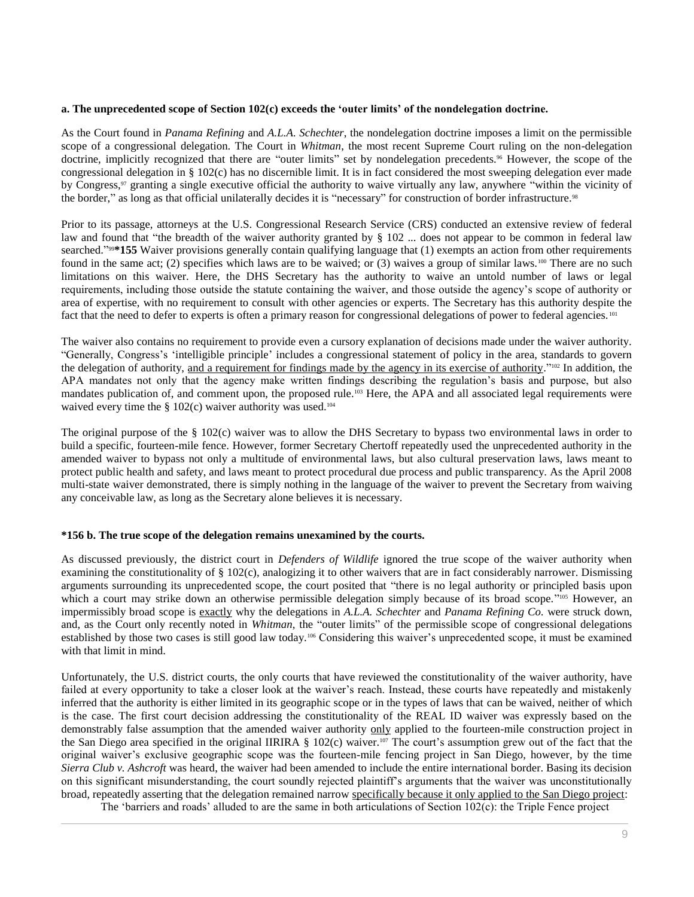**a. The unprecedented scope of Section 102(c) exceeds the 'outer limits' of the nondelegation doctrine.**

As the Court found in *Panama Refining* and *A.L.A. Schechter*, the nondelegation doctrine imposes a limit on the permissible scope of a congressional delegation. The Court in *Whitman*, the most recent Supreme Court ruling on the non-delegation doctrine, implicitly recognized that there are "outer limits" set by nondelegation precedents.[96] However, the scope of the congressional delegation in § 102(c) has no discernible limit. It is in fact considered the most sweeping delegation ever made by Congress,[97] granting a single executive official the authority to waive virtually any law, anywhere "within the vicinity of the border," as long as that official unilaterally decides it is "necessary" for construction of border infrastructure.[98]

Prior to its passage, attorneys at the U.S. Congressional Research Service (CRS) conducted an extensive review of federal law and found that "the breadth of the waiver authority granted by § 102 ... does not appear to be common in federal law searched."[99]***155** Waiver provisions generally contain qualifying language that (1) exempts an action from other requirements found in the same act; (2) specifies which laws are to be waived; or (3) waives a group of similar laws.[100] There are no such limitations on this waiver. Here, the DHS Secretary has the authority to waive an untold number of laws or legal requirements, including those outside the statute containing the waiver, and those outside the agency's scope of authority or area of expertise, with no requirement to consult with other agencies or experts. The Secretary has this authority despite the fact that the need to defer to experts is often a primary reason for congressional delegations of power to federal agencies.[101]

The waiver also contains no requirement to provide even a cursory explanation of decisions made under the waiver authority. "Generally, Congress's 'intelligible principle' includes a congressional statement of policy in the area, standards to govern the delegation of authority, <u>and a requirement for findings made by the agency in its exercise of authority</u>."[102] In addition, the APA mandates not only that the agency make written findings describing the regulation's basis and purpose, but also mandates publication of, and comment upon, the proposed rule.[103] Here, the APA and all associated legal requirements were waived every time the § 102(c) waiver authority was used.[104]

The original purpose of the § 102(c) waiver was to allow the DHS Secretary to bypass two environmental laws in order to build a specific, fourteen-mile fence. However, former Secretary Chertoff repeatedly used the unprecedented authority in the amended waiver to bypass not only a multitude of environmental laws, but also cultural preservation laws, laws meant to protect public health and safety, and laws meant to protect procedural due process and public transparency. As the April 2008 multi-state waiver demonstrated, there is simply nothing in the language of the waiver to prevent the Secretary from waiving any conceivable law, as long as the Secretary alone believes it is necessary.

***156 b. The true scope of the delegation remains unexamined by the courts.**

As discussed previously, the district court in *Defenders of Wildlife* ignored the true scope of the waiver authority when examining the constitutionality of § 102(c), analogizing it to other waivers that are in fact considerably narrower. Dismissing arguments surrounding its unprecedented scope, the court posited that "there is no legal authority or principled basis upon which a court may strike down an otherwise permissible delegation simply because of its broad scope."[105] However, an impermissibly broad scope is <u>exactly</u> why the delegations in *A.L.A. Schechter* and *Panama Refining Co.* were struck down, and, as the Court only recently noted in *Whitman*, the "outer limits" of the permissible scope of congressional delegations established by those two cases is still good law today.[106] Considering this waiver's unprecedented scope, it must be examined with that limit in mind.

Unfortunately, the U.S. district courts, the only courts that have reviewed the constitutionality of the waiver authority, have failed at every opportunity to take a closer look at the waiver's reach. Instead, these courts have repeatedly and mistakenly inferred that the authority is either limited in its geographic scope or in the types of laws that can be waived, neither of which is the case. The first court decision addressing the constitutionality of the REAL ID waiver was expressly based on the demonstrably false assumption that the amended waiver authority <u>only</u> applied to the fourteen-mile construction project in the San Diego area specified in the original IIRIRA § 102(c) waiver.[107] The court's assumption grew out of the fact that the original waiver's exclusive geographic scope was the fourteen-mile fencing project in San Diego, however, by the time *Sierra Club v. Ashcroft* was heard, the waiver had been amended to include the entire international border. Basing its decision on this significant misunderstanding, the court soundly rejected plaintiff's arguments that the waiver was unconstitutionally broad, repeatedly asserting that the delegation remained narrow <u>specifically because it only applied to the San Diego project</u>:

> The 'barriers and roads' alluded to are the same in both articulations of Section 102(c): the Triple Fence project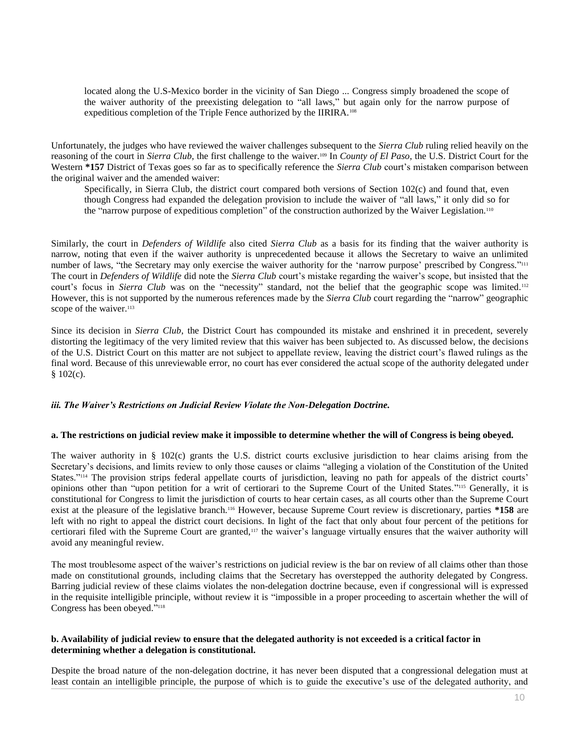> located along the U.S-Mexico border in the vicinity of San Diego ... Congress simply broadened the scope of the waiver authority of the preexisting delegation to "all laws," but again only for the narrow purpose of expeditious completion of the Triple Fence authorized by the IIRIRA.[108]

Unfortunately, the judges who have reviewed the waiver challenges subsequent to the *Sierra Club* ruling relied heavily on the reasoning of the court in *Sierra Club*, the first challenge to the waiver.[109] In *County of El Paso*, the U.S. District Court for the Western **\*157** District of Texas goes so far as to specifically reference the *Sierra Club* court's mistaken comparison between the original waiver and the amended waiver:

> Specifically, in Sierra Club, the district court compared both versions of Section 102(c) and found that, even though Congress had expanded the delegation provision to include the waiver of "all laws," it only did so for the "narrow purpose of expeditious completion" of the construction authorized by the Waiver Legislation.[110]

Similarly, the court in *Defenders of Wildlife* also cited *Sierra Club* as a basis for its finding that the waiver authority is narrow, noting that even if the waiver authority is unprecedented because it allows the Secretary to waive an unlimited number of laws, "the Secretary may only exercise the waiver authority for the 'narrow purpose' prescribed by Congress."[111] The court in *Defenders of Wildlife* did note the *Sierra Club* court's mistake regarding the waiver's scope, but insisted that the court's focus in *Sierra Club* was on the "necessity" standard, not the belief that the geographic scope was limited.[112] However, this is not supported by the numerous references made by the *Sierra Club* court regarding the "narrow" geographic scope of the waiver.[113]

Since its decision in *Sierra Club*, the District Court has compounded its mistake and enshrined it in precedent, severely distorting the legitimacy of the very limited review that this waiver has been subjected to. As discussed below, the decisions of the U.S. District Court on this matter are not subject to appellate review, leaving the district court's flawed rulings as the final word. Because of this unreviewable error, no court has ever considered the actual scope of the authority delegated under § 102(c).

#### ***iii. The Waiver's Restrictions on Judicial Review Violate the Non-Delegation Doctrine.***

##### **a. The restrictions on judicial review make it impossible to determine whether the will of Congress is being obeyed.**

The waiver authority in § 102(c) grants the U.S. district courts exclusive jurisdiction to hear claims arising from the Secretary's decisions, and limits review to only those causes or claims "alleging a violation of the Constitution of the United States."[114] The provision strips federal appellate courts of jurisdiction, leaving no path for appeals of the district courts' opinions other than "upon petition for a writ of certiorari to the Supreme Court of the United States."[115] Generally, it is constitutional for Congress to limit the jurisdiction of courts to hear certain cases, as all courts other than the Supreme Court exist at the pleasure of the legislative branch.[116] However, because Supreme Court review is discretionary, parties **\*158** are left with no right to appeal the district court decisions. In light of the fact that only about four percent of the petitions for certiorari filed with the Supreme Court are granted,[117] the waiver's language virtually ensures that the waiver authority will avoid any meaningful review.

The most troublesome aspect of the waiver's restrictions on judicial review is the bar on review of all claims other than those made on constitutional grounds, including claims that the Secretary has overstepped the authority delegated by Congress. Barring judicial review of these claims violates the non-delegation doctrine because, even if congressional will is expressed in the requisite intelligible principle, without review it is "impossible in a proper proceeding to ascertain whether the will of Congress has been obeyed."[118]

##### **b. Availability of judicial review to ensure that the delegated authority is not exceeded is a critical factor in determining whether a delegation is constitutional.**

Despite the broad nature of the non-delegation doctrine, it has never been disputed that a congressional delegation must at least contain an intelligible principle, the purpose of which is to guide the executive's use of the delegated authority, and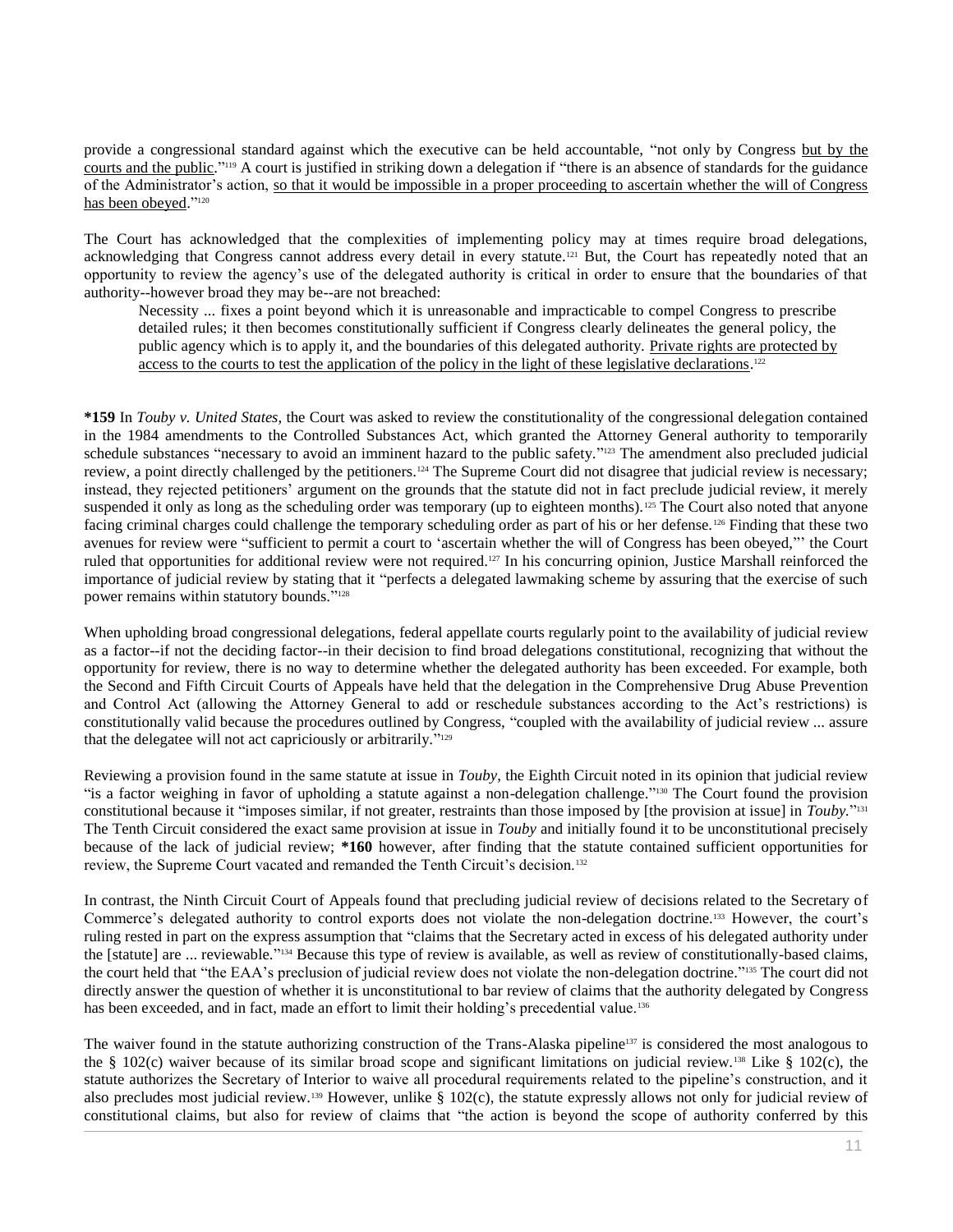provide a congressional standard against which the executive can be held accountable, "not only by Congress but by the courts and the public."[119] A court is justified in striking down a delegation if "there is an absence of standards for the guidance of the Administrator's action, so that it would be impossible in a proper proceeding to ascertain whether the will of Congress has been obeyed."[120]

The Court has acknowledged that the complexities of implementing policy may at times require broad delegations, acknowledging that Congress cannot address every detail in every statute.[121] But, the Court has repeatedly noted that an opportunity to review the agency's use of the delegated authority is critical in order to ensure that the boundaries of that authority--however broad they may be--are not breached:

> Necessity ... fixes a point beyond which it is unreasonable and impracticable to compel Congress to prescribe detailed rules; it then becomes constitutionally sufficient if Congress clearly delineates the general policy, the public agency which is to apply it, and the boundaries of this delegated authority. Private rights are protected by access to the courts to test the application of the policy in the light of these legislative declarations.[122]

**\*159** In *Touby v. United States*, the Court was asked to review the constitutionality of the congressional delegation contained in the 1984 amendments to the Controlled Substances Act, which granted the Attorney General authority to temporarily schedule substances "necessary to avoid an imminent hazard to the public safety."[123] The amendment also precluded judicial review, a point directly challenged by the petitioners.[124] The Supreme Court did not disagree that judicial review is necessary; instead, they rejected petitioners' argument on the grounds that the statute did not in fact preclude judicial review, it merely suspended it only as long as the scheduling order was temporary (up to eighteen months).[125] The Court also noted that anyone facing criminal charges could challenge the temporary scheduling order as part of his or her defense.[126] Finding that these two avenues for review were "sufficient to permit a court to 'ascertain whether the will of Congress has been obeyed,"' the Court ruled that opportunities for additional review were not required.[127] In his concurring opinion, Justice Marshall reinforced the importance of judicial review by stating that it "perfects a delegated lawmaking scheme by assuring that the exercise of such power remains within statutory bounds."[128]

When upholding broad congressional delegations, federal appellate courts regularly point to the availability of judicial review as a factor--if not the deciding factor--in their decision to find broad delegations constitutional, recognizing that without the opportunity for review, there is no way to determine whether the delegated authority has been exceeded. For example, both the Second and Fifth Circuit Courts of Appeals have held that the delegation in the Comprehensive Drug Abuse Prevention and Control Act (allowing the Attorney General to add or reschedule substances according to the Act's restrictions) is constitutionally valid because the procedures outlined by Congress, "coupled with the availability of judicial review ... assure that the delegatee will not act capriciously or arbitrarily."[129]

Reviewing a provision found in the same statute at issue in *Touby*, the Eighth Circuit noted in its opinion that judicial review "is a factor weighing in favor of upholding a statute against a non-delegation challenge."[130] The Court found the provision constitutional because it "imposes similar, if not greater, restraints than those imposed by [the provision at issue] in *Touby*."[131] The Tenth Circuit considered the exact same provision at issue in *Touby* and initially found it to be unconstitutional precisely because of the lack of judicial review; **\*160** however, after finding that the statute contained sufficient opportunities for review, the Supreme Court vacated and remanded the Tenth Circuit's decision.[132]

In contrast, the Ninth Circuit Court of Appeals found that precluding judicial review of decisions related to the Secretary of Commerce's delegated authority to control exports does not violate the non-delegation doctrine.[133] However, the court's ruling rested in part on the express assumption that "claims that the Secretary acted in excess of his delegated authority under the [statute] are ... reviewable."[134] Because this type of review is available, as well as review of constitutionally-based claims, the court held that "the EAA's preclusion of judicial review does not violate the non-delegation doctrine."[135] The court did not directly answer the question of whether it is unconstitutional to bar review of claims that the authority delegated by Congress has been exceeded, and in fact, made an effort to limit their holding's precedential value.[136]

The waiver found in the statute authorizing construction of the Trans-Alaska pipeline[137] is considered the most analogous to the § 102(c) waiver because of its similar broad scope and significant limitations on judicial review.[138] Like § 102(c), the statute authorizes the Secretary of Interior to waive all procedural requirements related to the pipeline's construction, and it also precludes most judicial review.[139] However, unlike § 102(c), the statute expressly allows not only for judicial review of constitutional claims, but also for review of claims that "the action is beyond the scope of authority conferred by this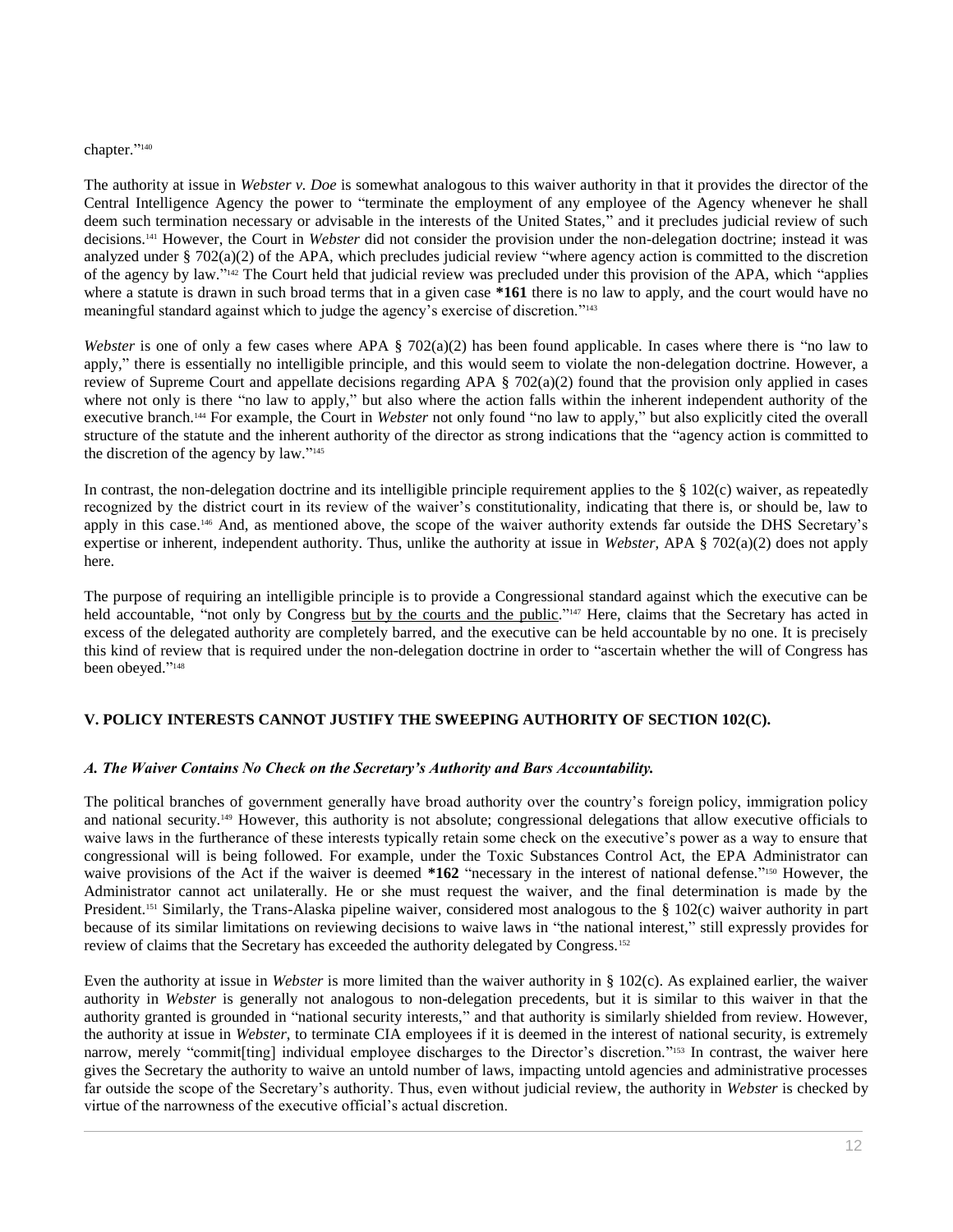chapter."[140]

The authority at issue in *Webster v. Doe* is somewhat analogous to this waiver authority in that it provides the director of the Central Intelligence Agency the power to "terminate the employment of any employee of the Agency whenever he shall deem such termination necessary or advisable in the interests of the United States," and it precludes judicial review of such decisions.[141] However, the Court in *Webster* did not consider the provision under the non-delegation doctrine; instead it was analyzed under § 702(a)(2) of the APA, which precludes judicial review "where agency action is committed to the discretion of the agency by law."[142] The Court held that judicial review was precluded under this provision of the APA, which "applies where a statute is drawn in such broad terms that in a given case **\*161** there is no law to apply, and the court would have no meaningful standard against which to judge the agency's exercise of discretion."[143]

*Webster* is one of only a few cases where APA § 702(a)(2) has been found applicable. In cases where there is "no law to apply," there is essentially no intelligible principle, and this would seem to violate the non-delegation doctrine. However, a review of Supreme Court and appellate decisions regarding APA § 702(a)(2) found that the provision only applied in cases where not only is there "no law to apply," but also where the action falls within the inherent independent authority of the executive branch.[144] For example, the Court in *Webster* not only found "no law to apply," but also explicitly cited the overall structure of the statute and the inherent authority of the director as strong indications that the "agency action is committed to the discretion of the agency by law."[145]

In contrast, the non-delegation doctrine and its intelligible principle requirement applies to the § 102(c) waiver, as repeatedly recognized by the district court in its review of the waiver's constitutionality, indicating that there is, or should be, law to apply in this case.[146] And, as mentioned above, the scope of the waiver authority extends far outside the DHS Secretary's expertise or inherent, independent authority. Thus, unlike the authority at issue in *Webster*, APA § 702(a)(2) does not apply here.

The purpose of requiring an intelligible principle is to provide a Congressional standard against which the executive can be held accountable, "not only by Congress but by the courts and the public."[147] Here, claims that the Secretary has acted in excess of the delegated authority are completely barred, and the executive can be held accountable by no one. It is precisely this kind of review that is required under the non-delegation doctrine in order to "ascertain whether the will of Congress has been obeyed."[148]

## V. POLICY INTERESTS CANNOT JUSTIFY THE SWEEPING AUTHORITY OF SECTION 102(C).

### *A. The Waiver Contains No Check on the Secretary's Authority and Bars Accountability.*

The political branches of government generally have broad authority over the country's foreign policy, immigration policy and national security.[149] However, this authority is not absolute; congressional delegations that allow executive officials to waive laws in the furtherance of these interests typically retain some check on the executive's power as a way to ensure that congressional will is being followed. For example, under the Toxic Substances Control Act, the EPA Administrator can waive provisions of the Act if the waiver is deemed **\*162** "necessary in the interest of national defense."[150] However, the Administrator cannot act unilaterally. He or she must request the waiver, and the final determination is made by the President.[151] Similarly, the Trans-Alaska pipeline waiver, considered most analogous to the § 102(c) waiver authority in part because of its similar limitations on reviewing decisions to waive laws in "the national interest," still expressly provides for review of claims that the Secretary has exceeded the authority delegated by Congress.[152]

Even the authority at issue in *Webster* is more limited than the waiver authority in § 102(c). As explained earlier, the waiver authority in *Webster* is generally not analogous to non-delegation precedents, but it is similar to this waiver in that the authority granted is grounded in "national security interests," and that authority is similarly shielded from review. However, the authority at issue in *Webster*, to terminate CIA employees if it is deemed in the interest of national security, is extremely narrow, merely "commit[ting] individual employee discharges to the Director's discretion."[153] In contrast, the waiver here gives the Secretary the authority to waive an untold number of laws, impacting untold agencies and administrative processes far outside the scope of the Secretary's authority. Thus, even without judicial review, the authority in *Webster* is checked by virtue of the narrowness of the executive official's actual discretion.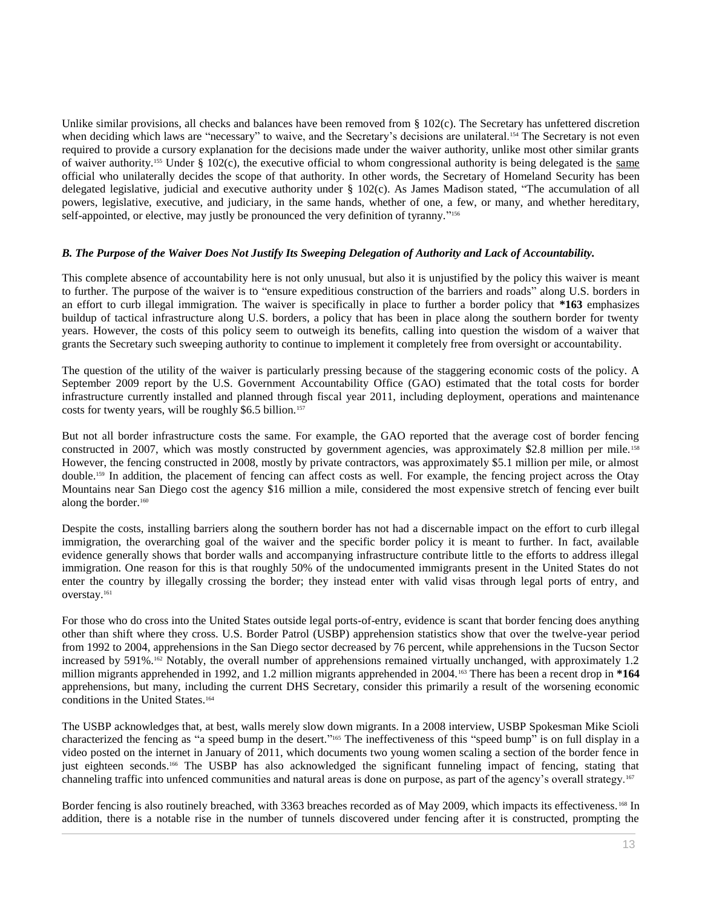Unlike similar provisions, all checks and balances have been removed from § 102(c). The Secretary has unfettered discretion when deciding which laws are "necessary" to waive, and the Secretary's decisions are unilateral.[154] The Secretary is not even required to provide a cursory explanation for the decisions made under the waiver authority, unlike most other similar grants of waiver authority.[155] Under § 102(c), the executive official to whom congressional authority is being delegated is the same official who unilaterally decides the scope of that authority. In other words, the Secretary of Homeland Security has been delegated legislative, judicial and executive authority under § 102(c). As James Madison stated, "The accumulation of all powers, legislative, executive, and judiciary, in the same hands, whether of one, a few, or many, and whether hereditary, self-appointed, or elective, may justly be pronounced the very definition of tyranny."[156]

***B. The Purpose of the Waiver Does Not Justify Its Sweeping Delegation of Authority and Lack of Accountability.***

This complete absence of accountability here is not only unusual, but also it is unjustified by the policy this waiver is meant to further. The purpose of the waiver is to "ensure expeditious construction of the barriers and roads" along U.S. borders in an effort to curb illegal immigration. The waiver is specifically in place to further a border policy that **\*163** emphasizes buildup of tactical infrastructure along U.S. borders, a policy that has been in place along the southern border for twenty years. However, the costs of this policy seem to outweigh its benefits, calling into question the wisdom of a waiver that grants the Secretary such sweeping authority to continue to implement it completely free from oversight or accountability.

The question of the utility of the waiver is particularly pressing because of the staggering economic costs of the policy. A September 2009 report by the U.S. Government Accountability Office (GAO) estimated that the total costs for border infrastructure currently installed and planned through fiscal year 2011, including deployment, operations and maintenance costs for twenty years, will be roughly $6.5 billion.[157]

But not all border infrastructure costs the same. For example, the GAO reported that the average cost of border fencing constructed in 2007, which was mostly constructed by government agencies, was approximately $2.8 million per mile.[158] However, the fencing constructed in 2008, mostly by private contractors, was approximately $5.1 million per mile, or almost double.[159] In addition, the placement of fencing can affect costs as well. For example, the fencing project across the Otay Mountains near San Diego cost the agency $16 million a mile, considered the most expensive stretch of fencing ever built along the border.[160]

Despite the costs, installing barriers along the southern border has not had a discernable impact on the effort to curb illegal immigration, the overarching goal of the waiver and the specific border policy it is meant to further. In fact, available evidence generally shows that border walls and accompanying infrastructure contribute little to the efforts to address illegal immigration. One reason for this is that roughly 50% of the undocumented immigrants present in the United States do not enter the country by illegally crossing the border; they instead enter with valid visas through legal ports of entry, and overstay.[161]

For those who do cross into the United States outside legal ports-of-entry, evidence is scant that border fencing does anything other than shift where they cross. U.S. Border Patrol (USBP) apprehension statistics show that over the twelve-year period from 1992 to 2004, apprehensions in the San Diego sector decreased by 76 percent, while apprehensions in the Tucson Sector increased by 591%.[162] Notably, the overall number of apprehensions remained virtually unchanged, with approximately 1.2 million migrants apprehended in 1992, and 1.2 million migrants apprehended in 2004.[163] There has been a recent drop in **\*164** apprehensions, but many, including the current DHS Secretary, consider this primarily a result of the worsening economic conditions in the United States.[164]

The USBP acknowledges that, at best, walls merely slow down migrants. In a 2008 interview, USBP Spokesman Mike Scioli characterized the fencing as "a speed bump in the desert."[165] The ineffectiveness of this "speed bump" is on full display in a video posted on the internet in January of 2011, which documents two young women scaling a section of the border fence in just eighteen seconds.[166] The USBP has also acknowledged the significant funneling impact of fencing, stating that channeling traffic into unfenced communities and natural areas is done on purpose, as part of the agency's overall strategy.[167]

Border fencing is also routinely breached, with 3363 breaches recorded as of May 2009, which impacts its effectiveness.[168] In addition, there is a notable rise in the number of tunnels discovered under fencing after it is constructed, prompting the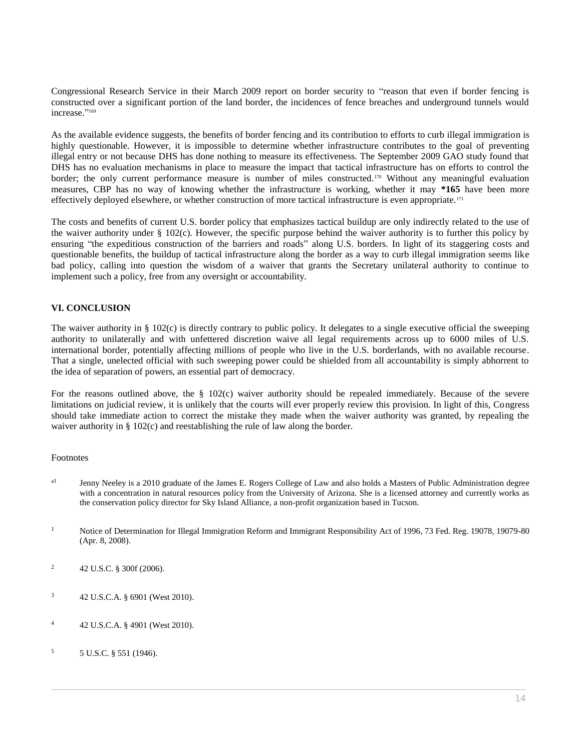Congressional Research Service in their March 2009 report on border security to "reason that even if border fencing is constructed over a significant portion of the land border, the incidences of fence breaches and underground tunnels would increase."[169]

As the available evidence suggests, the benefits of border fencing and its contribution to efforts to curb illegal immigration is highly questionable. However, it is impossible to determine whether infrastructure contributes to the goal of preventing illegal entry or not because DHS has done nothing to measure its effectiveness. The September 2009 GAO study found that DHS has no evaluation mechanisms in place to measure the impact that tactical infrastructure has on efforts to control the border; the only current performance measure is number of miles constructed.[170] Without any meaningful evaluation measures, CBP has no way of knowing whether the infrastructure is working, whether it may **\*165** have been more effectively deployed elsewhere, or whether construction of more tactical infrastructure is even appropriate.[171]

The costs and benefits of current U.S. border policy that emphasizes tactical buildup are only indirectly related to the use of the waiver authority under § 102(c). However, the specific purpose behind the waiver authority is to further this policy by ensuring "the expeditious construction of the barriers and roads" along U.S. borders. In light of its staggering costs and questionable benefits, the buildup of tactical infrastructure along the border as a way to curb illegal immigration seems like bad policy, calling into question the wisdom of a waiver that grants the Secretary unilateral authority to continue to implement such a policy, free from any oversight or accountability.

## VI. CONCLUSION

The waiver authority in § 102(c) is directly contrary to public policy. It delegates to a single executive official the sweeping authority to unilaterally and with unfettered discretion waive all legal requirements across up to 6000 miles of U.S. international border, potentially affecting millions of people who live in the U.S. borderlands, with no available recourse. That a single, unelected official with such sweeping power could be shielded from all accountability is simply abhorrent to the idea of separation of powers, an essential part of democracy.

For the reasons outlined above, the § 102(c) waiver authority should be repealed immediately. Because of the severe limitations on judicial review, it is unlikely that the courts will ever properly review this provision. In light of this, Congress should take immediate action to correct the mistake they made when the waiver authority was granted, by repealing the waiver authority in § 102(c) and reestablishing the rule of law along the border.

Footnotes

[a1] Jenny Neeley is a 2010 graduate of the James E. Rogers College of Law and also holds a Masters of Public Administration degree with a concentration in natural resources policy from the University of Arizona. She is a licensed attorney and currently works as the conservation policy director for Sky Island Alliance, a non-profit organization based in Tucson.

[1] Notice of Determination for Illegal Immigration Reform and Immigrant Responsibility Act of 1996, 73 Fed. Reg. 19078, 19079-80 (Apr. 8, 2008).

[2] 42 U.S.C. § 300f (2006).

[3] 42 U.S.C.A. § 6901 (West 2010).

[4] 42 U.S.C.A. § 4901 (West 2010).

[5] 5 U.S.C. § 551 (1946).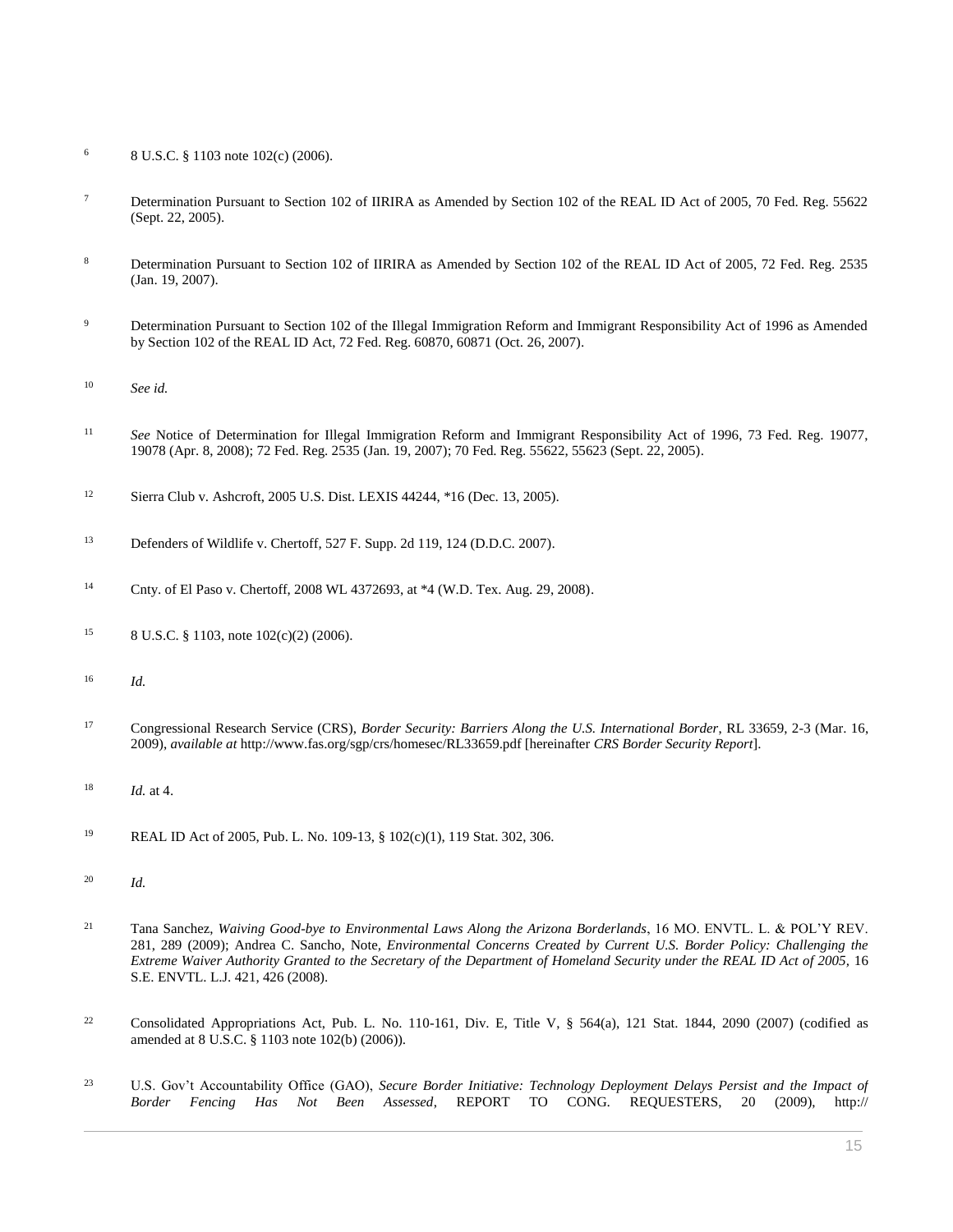6 8 U.S.C. § 1103 note 102(c) (2006).

7 Determination Pursuant to Section 102 of IIRIRA as Amended by Section 102 of the REAL ID Act of 2005, 70 Fed. Reg. 55622 (Sept. 22, 2005).

8 Determination Pursuant to Section 102 of IIRIRA as Amended by Section 102 of the REAL ID Act of 2005, 72 Fed. Reg. 2535 (Jan. 19, 2007).

9 Determination Pursuant to Section 102 of the Illegal Immigration Reform and Immigrant Responsibility Act of 1996 as Amended by Section 102 of the REAL ID Act, 72 Fed. Reg. 60870, 60871 (Oct. 26, 2007).

10 *See id.*

11 *See* Notice of Determination for Illegal Immigration Reform and Immigrant Responsibility Act of 1996, 73 Fed. Reg. 19077, 19078 (Apr. 8, 2008); 72 Fed. Reg. 2535 (Jan. 19, 2007); 70 Fed. Reg. 55622, 55623 (Sept. 22, 2005).

12 Sierra Club v. Ashcroft, 2005 U.S. Dist. LEXIS 44244, *16 (Dec. 13, 2005).

13 Defenders of Wildlife v. Chertoff, 527 F. Supp. 2d 119, 124 (D.D.C. 2007).

14 Cnty. of El Paso v. Chertoff, 2008 WL 4372693, at *4 (W.D. Tex. Aug. 29, 2008).

15 8 U.S.C. § 1103, note 102(c)(2) (2006).

16 *Id.*

17 Congressional Research Service (CRS), *Border Security: Barriers Along the U.S. International Border*, RL 33659, 2-3 (Mar. 16, 2009), *available at* http://www.fas.org/sgp/crs/homesec/RL33659.pdf [hereinafter *CRS Border Security Report*].

18 *Id.* at 4.

19 REAL ID Act of 2005, Pub. L. No. 109-13, § 102(c)(1), 119 Stat. 302, 306.

20 *Id.*

21 Tana Sanchez, *Waiving Good-bye to Environmental Laws Along the Arizona Borderlands*, 16 MO. ENVTL. L. & POL'Y REV. 281, 289 (2009); Andrea C. Sancho, Note, *Environmental Concerns Created by Current U.S. Border Policy: Challenging the Extreme Waiver Authority Granted to the Secretary of the Department of Homeland Security under the REAL ID Act of 2005*, 16 S.E. ENVTL. L.J. 421, 426 (2008).

22 Consolidated Appropriations Act, Pub. L. No. 110-161, Div. E, Title V, § 564(a), 121 Stat. 1844, 2090 (2007) (codified as amended at 8 U.S.C. § 1103 note 102(b) (2006)).

23 U.S. Gov't Accountability Office (GAO), *Secure Border Initiative: Technology Deployment Delays Persist and the Impact of Border Fencing Has Not Been Assessed*, REPORT TO CONG. REQUESTERS, 20 (2009), http://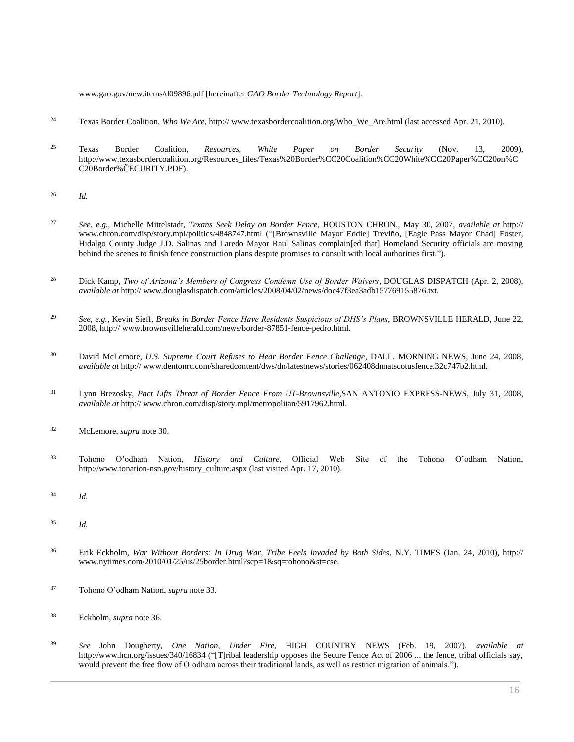www.gao.gov/new.items/d09896.pdf [hereinafter *GAO Border Technology Report*].

24 Texas Border Coalition, *Who We Are*, http:// www.texasbordercoalition.org/Who_We_Are.html (last accessed Apr. 21, 2010).

25 Texas Border Coalition, *Resources, White Paper on Border Security* (Nov. 13, 2009), http://www.texasbordercoalition.org/Resources_files/Texas%20Border%CC20Coalition%CC20White%CC20Paper%CC20on%CC20Border%ČECURITY.PDF).

26 *Id.*

27 *See, e.g.*, Michelle Mittelstadt, *Texans Seek Delay on Border Fence*, HOUSTON CHRON., May 30, 2007, *available at* http:// www.chron.com/disp/story.mpl/politics/4848747.html ("[Brownsville Mayor Eddie] Treviño, [Eagle Pass Mayor Chad] Foster, Hidalgo County Judge J.D. Salinas and Laredo Mayor Raul Salinas complain[ed that] Homeland Security officials are moving behind the scenes to finish fence construction plans despite promises to consult with local authorities first.").

28 Dick Kamp, *Two of Arizona's Members of Congress Condemn Use of Border Waivers*, DOUGLAS DISPATCH (Apr. 2, 2008), *available at* http:// www.douglasdispatch.com/articles/2008/04/02/news/doc47f3ea3adb157769155876.txt.

29 *See, e.g.*, Kevin Sieff, *Breaks in Border Fence Have Residents Suspicious of DHS's Plans*, BROWNSVILLE HERALD, June 22, 2008, http:// www.brownsvilleherald.com/news/border-87851-fence-pedro.html.

30 David McLemore, *U.S. Supreme Court Refuses to Hear Border Fence Challenge*, DALL. MORNING NEWS, June 24, 2008, *available at* http:// www.dentonrc.com/sharedcontent/dws/dn/latestnews/stories/062408dnnatscotusfence.32c747b2.html.

31 Lynn Brezosky, *Pact Lifts Threat of Border Fence From UT-Brownsville*,SAN ANTONIO EXPRESS-NEWS, July 31, 2008, *available at* http:// www.chron.com/disp/story.mpl/metropolitan/5917962.html.

32 McLemore, *supra* note 30.

33 Tohono O'odham Nation, *History and Culture*, Official Web Site of the Tohono O'odham Nation, http://www.tonation-nsn.gov/history_culture.aspx (last visited Apr. 17, 2010).

34 *Id.*

35 *Id.*

36 Erik Eckholm, *War Without Borders: In Drug War, Tribe Feels Invaded by Both Sides*, N.Y. TIMES (Jan. 24, 2010), http:// www.nytimes.com/2010/01/25/us/25border.html?scp=1&sq=tohono&st=cse.

37 Tohono O'odham Nation, *supra* note 33.

38 Eckholm, *supra* note 36.

39 *See* John Dougherty, *One Nation, Under Fire*, HIGH COUNTRY NEWS (Feb. 19, 2007), *available at* http://www.hcn.org/issues/340/16834 ("[T]ribal leadership opposes the Secure Fence Act of 2006 ... the fence, tribal officials say, would prevent the free flow of O'odham across their traditional lands, as well as restrict migration of animals.").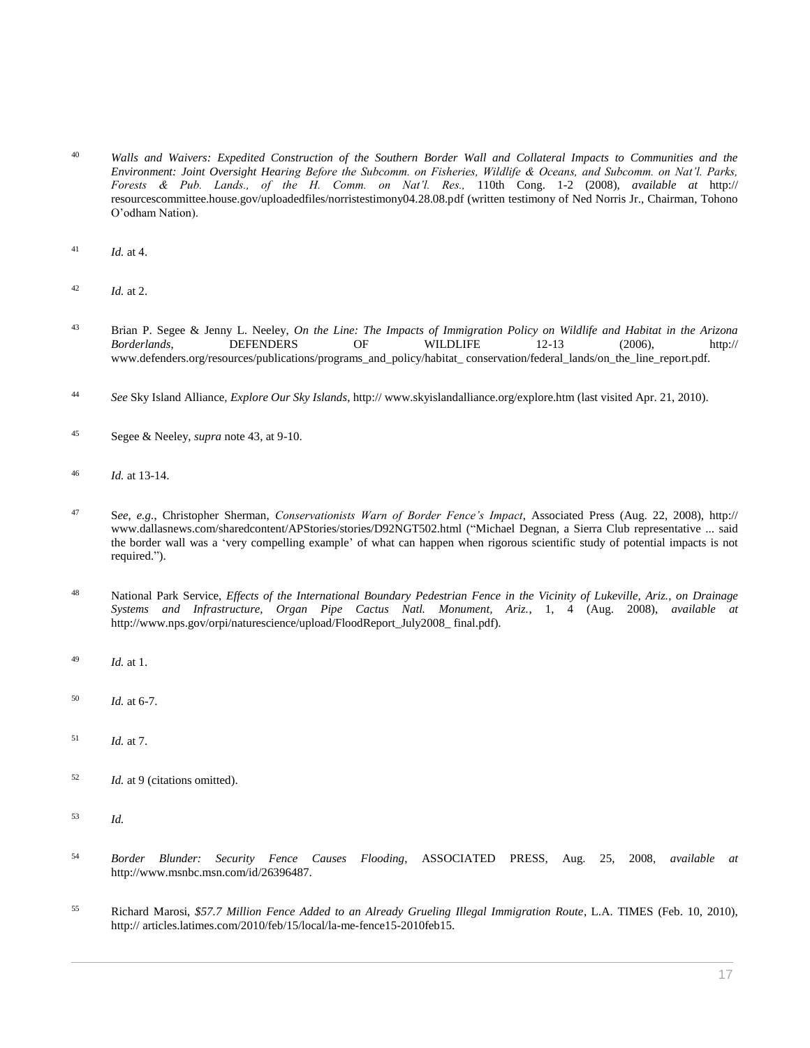40 *Walls and Waivers: Expedited Construction of the Southern Border Wall and Collateral Impacts to Communities and the Environment: Joint Oversight Hearing Before the Subcomm. on Fisheries, Wildlife & Oceans, and Subcomm. on Nat'l. Parks, Forests & Pub. Lands., of the H. Comm. on Nat'l. Res.,* 110th Cong. 1-2 (2008), *available at* http:// resourcescommittee.house.gov/uploadedfiles/norristestimony04.28.08.pdf (written testimony of Ned Norris Jr., Chairman, Tohono O'odham Nation).

41 *Id.* at 4.

42 *Id.* at 2.

43 Brian P. Segee & Jenny L. Neeley, *On the Line: The Impacts of Immigration Policy on Wildlife and Habitat in the Arizona Borderlands*, DEFENDERS OF WILDLIFE 12-13 (2006), http:// www.defenders.org/resources/publications/programs_and_policy/habitat_ conservation/federal_lands/on_the_line_report.pdf.

44 *See* Sky Island Alliance, *Explore Our Sky Islands*, http:// www.skyislandalliance.org/explore.htm (last visited Apr. 21, 2010).

45 Segee & Neeley, *supra* note 43, at 9-10.

46 *Id.* at 13-14.

47 S*ee, e.g.*, Christopher Sherman, *Conservationists Warn of Border Fence's Impact*, Associated Press (Aug. 22, 2008), http:// www.dallasnews.com/sharedcontent/APStories/stories/D92NGT502.html ("Michael Degnan, a Sierra Club representative ... said the border wall was a 'very compelling example' of what can happen when rigorous scientific study of potential impacts is not required.").

48 National Park Service, *Effects of the International Boundary Pedestrian Fence in the Vicinity of Lukeville, Ariz., on Drainage Systems and Infrastructure, Organ Pipe Cactus Natl. Monument, Ariz.*, 1, 4 (Aug. 2008), *available at* http://www.nps.gov/orpi/naturescience/upload/FloodReport_July2008_ final.pdf).

49 *Id.* at 1.

50 *Id.* at 6-7.

51 *Id.* at 7.

52 *Id.* at 9 (citations omitted).

53 *Id.*

54 *Border Blunder: Security Fence Causes Flooding*, ASSOCIATED PRESS, Aug. 25, 2008, *available at* http://www.msnbc.msn.com/id/26396487.

55 Richard Marosi, *$57.7 Million Fence Added to an Already Grueling Illegal Immigration Route*, L.A. TIMES (Feb. 10, 2010), http:// articles.latimes.com/2010/feb/15/local/la-me-fence15-2010feb15.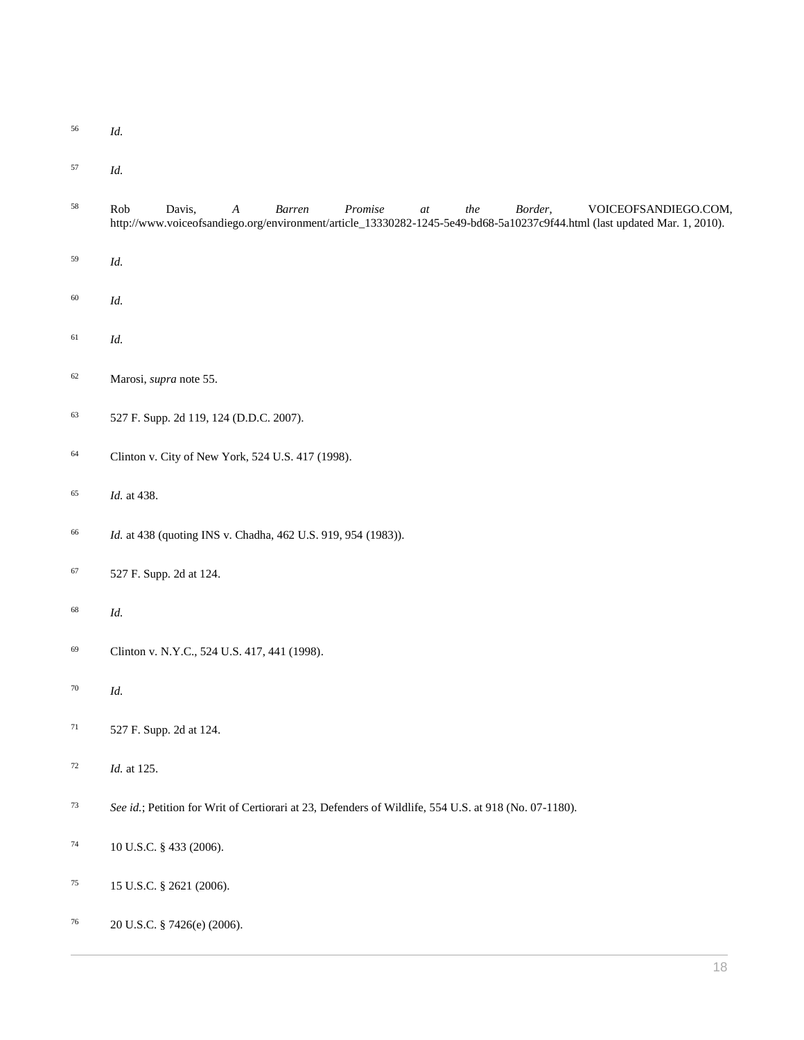[56] *Id.*

[57] *Id.*

[58] Rob Davis, *A Barren Promise at the Border*, VOICEOFSANDIEGO.COM, http://www.voiceofsandiego.org/environment/article_13330282-1245-5e49-bd68-5a10237c9f44.html (last updated Mar. 1, 2010).

[59] *Id.*

[60] *Id.*

[61] *Id.*

[62] Marosi, *supra* note 55.

[63] 527 F. Supp. 2d 119, 124 (D.D.C. 2007).

[64] Clinton v. City of New York, 524 U.S. 417 (1998).

[65] *Id.* at 438.

[66] *Id.* at 438 (quoting INS v. Chadha, 462 U.S. 919, 954 (1983)).

[67] 527 F. Supp. 2d at 124.

[68] *Id.*

[69] Clinton v. N.Y.C., 524 U.S. 417, 441 (1998).

[70] *Id.*

[71] 527 F. Supp. 2d at 124.

[72] *Id.* at 125.

[73] *See id.*; Petition for Writ of Certiorari at 23, Defenders of Wildlife, 554 U.S. at 918 (No. 07-1180).

[74] 10 U.S.C. § 433 (2006).

[75] 15 U.S.C. § 2621 (2006).

[76] 20 U.S.C. § 7426(e) (2006).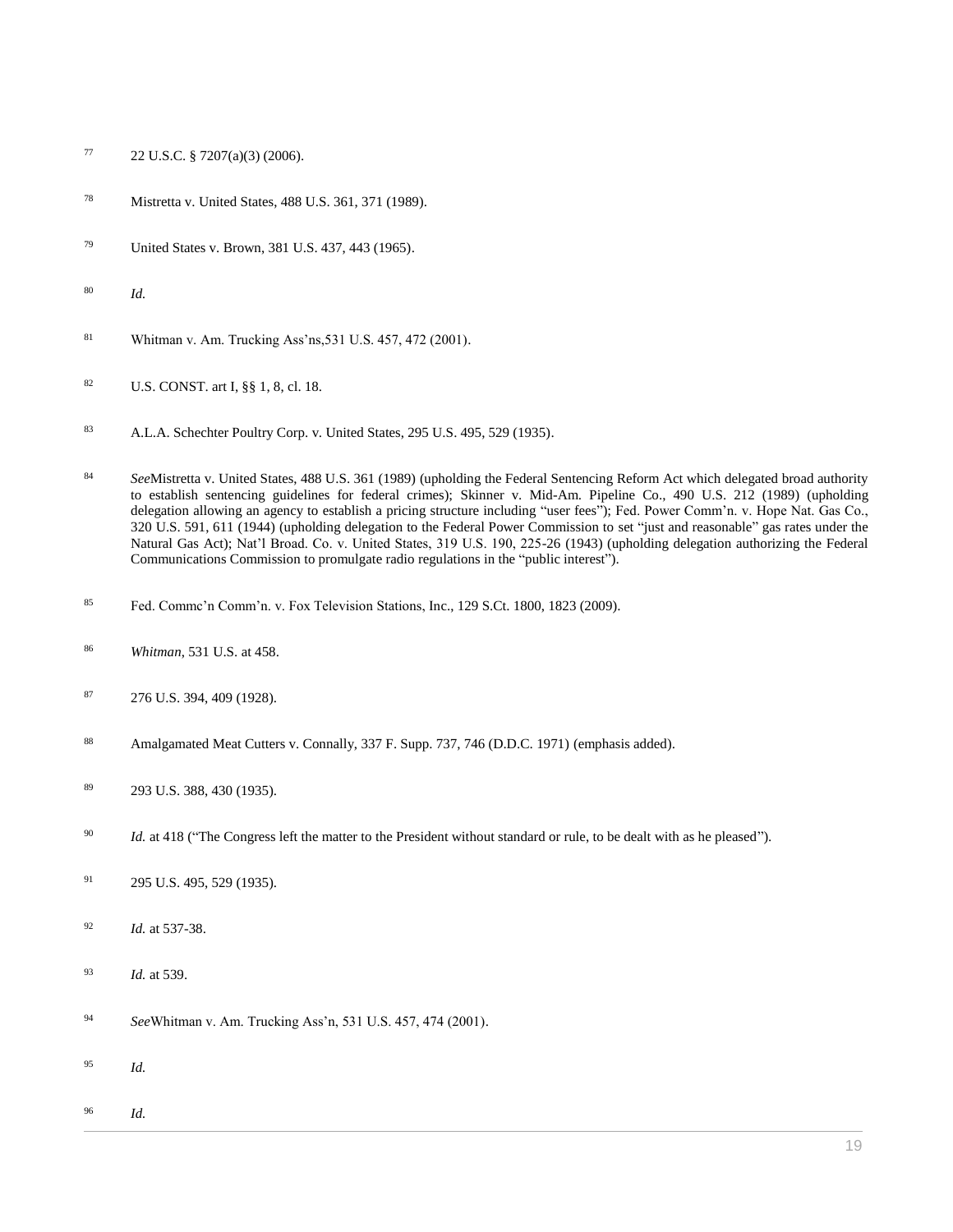[77] 22 U.S.C. § 7207(a)(3) (2006).

[78] Mistretta v. United States, 488 U.S. 361, 371 (1989).

[79] United States v. Brown, 381 U.S. 437, 443 (1965).

[80] *Id.*

[81] Whitman v. Am. Trucking Ass'ns,531 U.S. 457, 472 (2001).

[82] U.S. CONST. art I, §§ 1, 8, cl. 18.

[83] A.L.A. Schechter Poultry Corp. v. United States, 295 U.S. 495, 529 (1935).

[84] *See*Mistretta v. United States, 488 U.S. 361 (1989) (upholding the Federal Sentencing Reform Act which delegated broad authority to establish sentencing guidelines for federal crimes); Skinner v. Mid-Am. Pipeline Co., 490 U.S. 212 (1989) (upholding delegation allowing an agency to establish a pricing structure including "user fees"); Fed. Power Comm'n. v. Hope Nat. Gas Co., 320 U.S. 591, 611 (1944) (upholding delegation to the Federal Power Commission to set "just and reasonable" gas rates under the Natural Gas Act); Nat'l Broad. Co. v. United States, 319 U.S. 190, 225-26 (1943) (upholding delegation authorizing the Federal Communications Commission to promulgate radio regulations in the "public interest").

[85] Fed. Commc'n Comm'n. v. Fox Television Stations, Inc., 129 S.Ct. 1800, 1823 (2009).

[86] *Whitman*, 531 U.S. at 458.

[87] 276 U.S. 394, 409 (1928).

[88] Amalgamated Meat Cutters v. Connally, 337 F. Supp. 737, 746 (D.D.C. 1971) (emphasis added).

[89] 293 U.S. 388, 430 (1935).

[90] *Id.* at 418 ("The Congress left the matter to the President without standard or rule, to be dealt with as he pleased").

[91] 295 U.S. 495, 529 (1935).

[92] *Id.* at 537-38.

[93] *Id.* at 539.

[94] *See*Whitman v. Am. Trucking Ass'n, 531 U.S. 457, 474 (2001).

[95] *Id.*

[96] *Id.*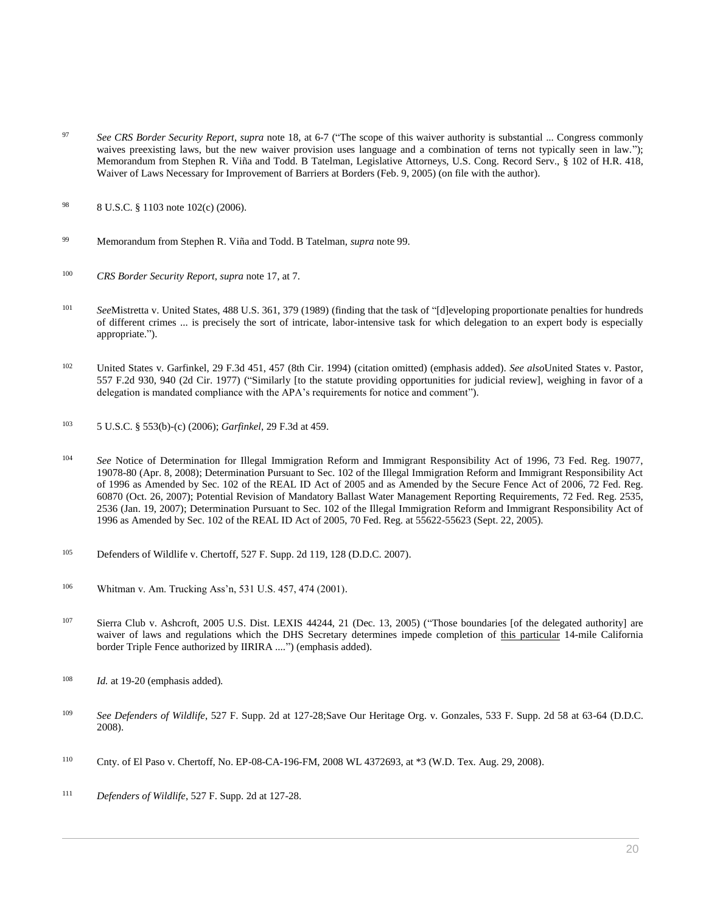97 *See CRS Border Security Report*, *supra* note 18, at 6-7 ("The scope of this waiver authority is substantial ... Congress commonly waives preexisting laws, but the new waiver provision uses language and a combination of terns not typically seen in law."); Memorandum from Stephen R. Viña and Todd. B Tatelman, Legislative Attorneys, U.S. Cong. Record Serv., § 102 of H.R. 418, Waiver of Laws Necessary for Improvement of Barriers at Borders (Feb. 9, 2005) (on file with the author).

98 8 U.S.C. § 1103 note 102(c) (2006).

99 Memorandum from Stephen R. Viña and Todd. B Tatelman, *supra* note 99.

100 *CRS Border Security Report*, *supra* note 17, at 7.

101 *See*Mistretta v. United States, 488 U.S. 361, 379 (1989) (finding that the task of "[d]eveloping proportionate penalties for hundreds of different crimes ... is precisely the sort of intricate, labor-intensive task for which delegation to an expert body is especially appropriate.").

102 United States v. Garfinkel, 29 F.3d 451, 457 (8th Cir. 1994) (citation omitted) (emphasis added). *See also*United States v. Pastor, 557 F.2d 930, 940 (2d Cir. 1977) ("Similarly [to the statute providing opportunities for judicial review], weighing in favor of a delegation is mandated compliance with the APA's requirements for notice and comment").

103 5 U.S.C. § 553(b)-(c) (2006); *Garfinkel*, 29 F.3d at 459.

104 *See* Notice of Determination for Illegal Immigration Reform and Immigrant Responsibility Act of 1996, 73 Fed. Reg. 19077, 19078-80 (Apr. 8, 2008); Determination Pursuant to Sec. 102 of the Illegal Immigration Reform and Immigrant Responsibility Act of 1996 as Amended by Sec. 102 of the REAL ID Act of 2005 and as Amended by the Secure Fence Act of 2006, 72 Fed. Reg. 60870 (Oct. 26, 2007); Potential Revision of Mandatory Ballast Water Management Reporting Requirements, 72 Fed. Reg. 2535, 2536 (Jan. 19, 2007); Determination Pursuant to Sec. 102 of the Illegal Immigration Reform and Immigrant Responsibility Act of 1996 as Amended by Sec. 102 of the REAL ID Act of 2005, 70 Fed. Reg. at 55622-55623 (Sept. 22, 2005).

105 Defenders of Wildlife v. Chertoff, 527 F. Supp. 2d 119, 128 (D.D.C. 2007).

106 Whitman v. Am. Trucking Ass'n, 531 U.S. 457, 474 (2001).

107 Sierra Club v. Ashcroft, 2005 U.S. Dist. LEXIS 44244, 21 (Dec. 13, 2005) ("Those boundaries [of the delegated authority] are waiver of laws and regulations which the DHS Secretary determines impede completion of this particular 14-mile California border Triple Fence authorized by IIRIRA ....") (emphasis added).

108 *Id.* at 19-20 (emphasis added).

109 *See Defenders of Wildlife*, 527 F. Supp. 2d at 127-28;Save Our Heritage Org. v. Gonzales, 533 F. Supp. 2d 58 at 63-64 (D.D.C. 2008).

110 Cnty. of El Paso v. Chertoff, No. EP-08-CA-196-FM, 2008 WL 4372693, at *3 (W.D. Tex. Aug. 29, 2008).

111 *Defenders of Wildlife*, 527 F. Supp. 2d at 127-28.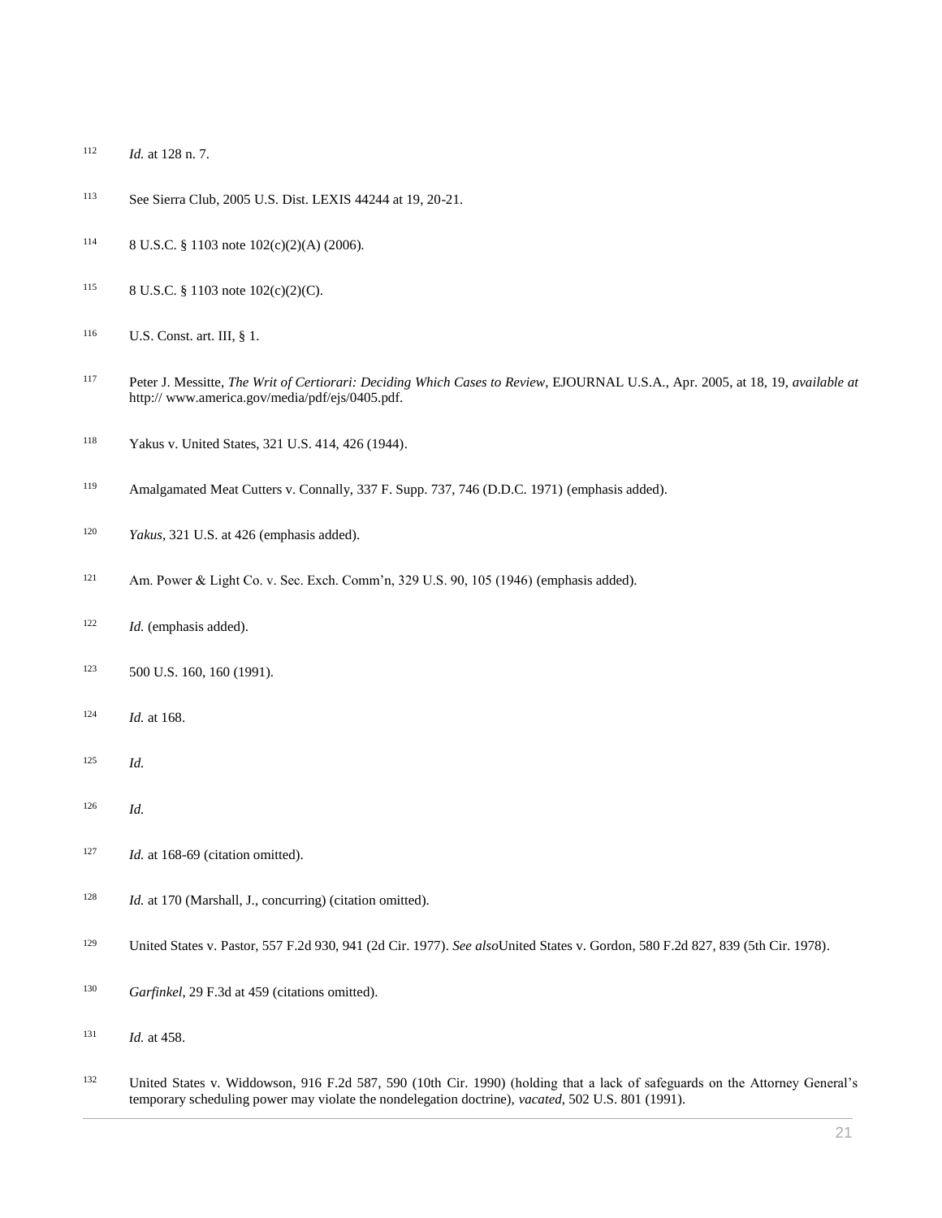[112] *Id.* at 128 n. 7.

[113] See Sierra Club, 2005 U.S. Dist. LEXIS 44244 at 19, 20-21.

[114] 8 U.S.C. § 1103 note 102(c)(2)(A) (2006).

[115] 8 U.S.C. § 1103 note 102(c)(2)(C).

[116] U.S. Const. art. III, § 1.

[117] Peter J. Messitte, *The Writ of Certiorari: Deciding Which Cases to Review*, EJOURNAL U.S.A., Apr. 2005, at 18, 19, *available at* http:// www.america.gov/media/pdf/ejs/0405.pdf.

[118] Yakus v. United States, 321 U.S. 414, 426 (1944).

[119] Amalgamated Meat Cutters v. Connally, 337 F. Supp. 737, 746 (D.D.C. 1971) (emphasis added).

[120] *Yakus*, 321 U.S. at 426 (emphasis added).

[121] Am. Power & Light Co. v. Sec. Exch. Comm'n, 329 U.S. 90, 105 (1946) (emphasis added).

[122] *Id.* (emphasis added).

[123] 500 U.S. 160, 160 (1991).

[124] *Id.* at 168.

[125] *Id.*

[126] *Id.*

[127] *Id.* at 168-69 (citation omitted).

[128] *Id.* at 170 (Marshall, J., concurring) (citation omitted).

[129] United States v. Pastor, 557 F.2d 930, 941 (2d Cir. 1977). *See also*United States v. Gordon, 580 F.2d 827, 839 (5th Cir. 1978).

[130] *Garfinkel*, 29 F.3d at 459 (citations omitted).

[131] *Id.* at 458.

[132] United States v. Widdowson, 916 F.2d 587, 590 (10th Cir. 1990) (holding that a lack of safeguards on the Attorney General's temporary scheduling power may violate the nondelegation doctrine), *vacated*, 502 U.S. 801 (1991).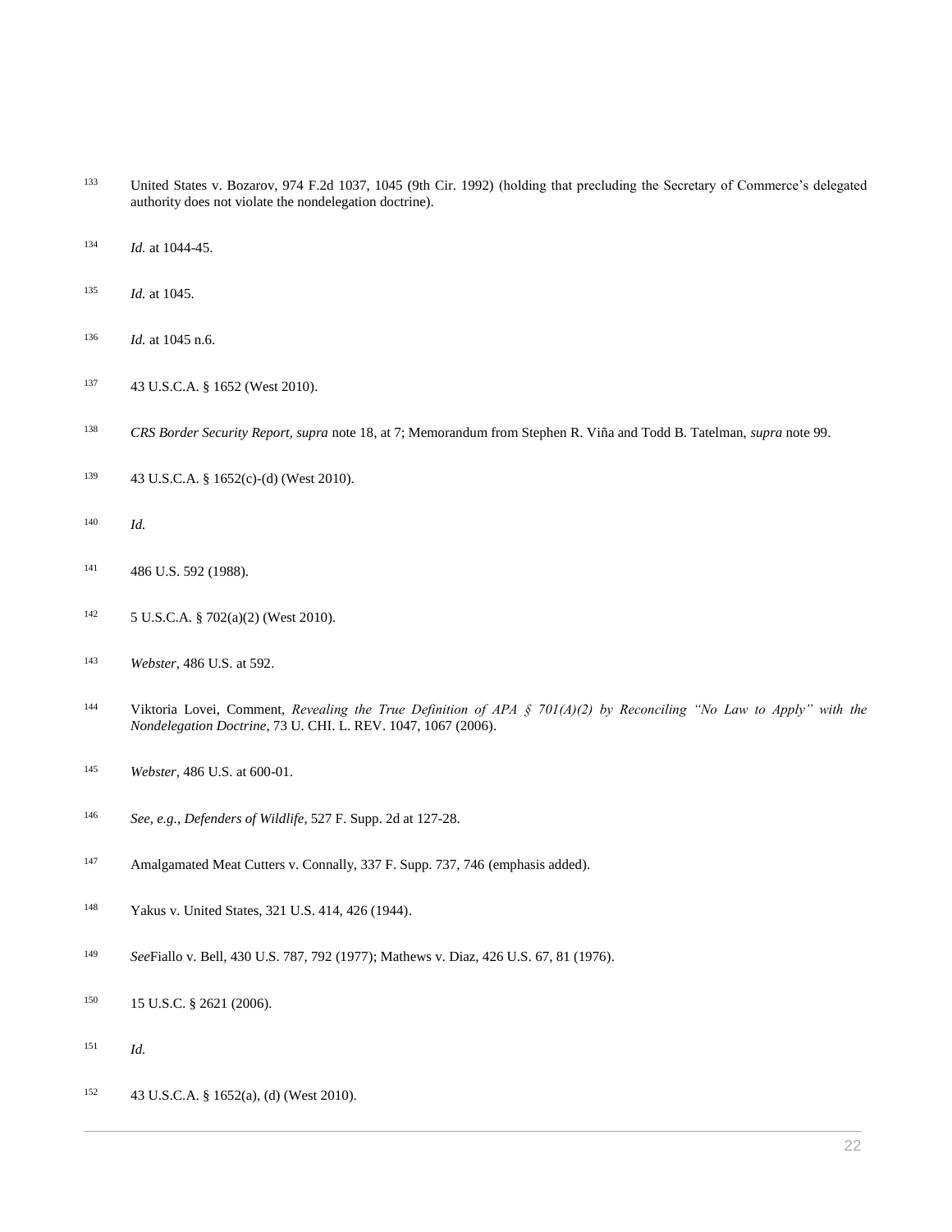[133] United States v. Bozarov, 974 F.2d 1037, 1045 (9th Cir. 1992) (holding that precluding the Secretary of Commerce's delegated authority does not violate the nondelegation doctrine).

[134] *Id.* at 1044-45.

[135] *Id.* at 1045.

[136] *Id.* at 1045 n.6.

[137] 43 U.S.C.A. § 1652 (West 2010).

[138] *CRS Border Security Report*, *supra* note 18, at 7; Memorandum from Stephen R. Viña and Todd B. Tatelman, *supra* note 99.

[139] 43 U.S.C.A. § 1652(c)-(d) (West 2010).

[140] *Id.*

[141] 486 U.S. 592 (1988).

[142] 5 U.S.C.A. § 702(a)(2) (West 2010).

[143] *Webster*, 486 U.S. at 592.

[144] Viktoria Lovei, Comment, *Revealing the True Definition of APA § 701(A)(2) by Reconciling "No Law to Apply" with the Nondelegation Doctrine*, 73 U. CHI. L. REV. 1047, 1067 (2006).

[145] *Webster*, 486 U.S. at 600-01.

[146] *See, e.g.*, *Defenders of Wildlife*, 527 F. Supp. 2d at 127-28.

[147] Amalgamated Meat Cutters v. Connally, 337 F. Supp. 737, 746 (emphasis added).

[148] Yakus v. United States, 321 U.S. 414, 426 (1944).

[149] *See*Fiallo v. Bell, 430 U.S. 787, 792 (1977); Mathews v. Diaz, 426 U.S. 67, 81 (1976).

[150] 15 U.S.C. § 2621 (2006).

[151] *Id.*

[152] 43 U.S.C.A. § 1652(a), (d) (West 2010).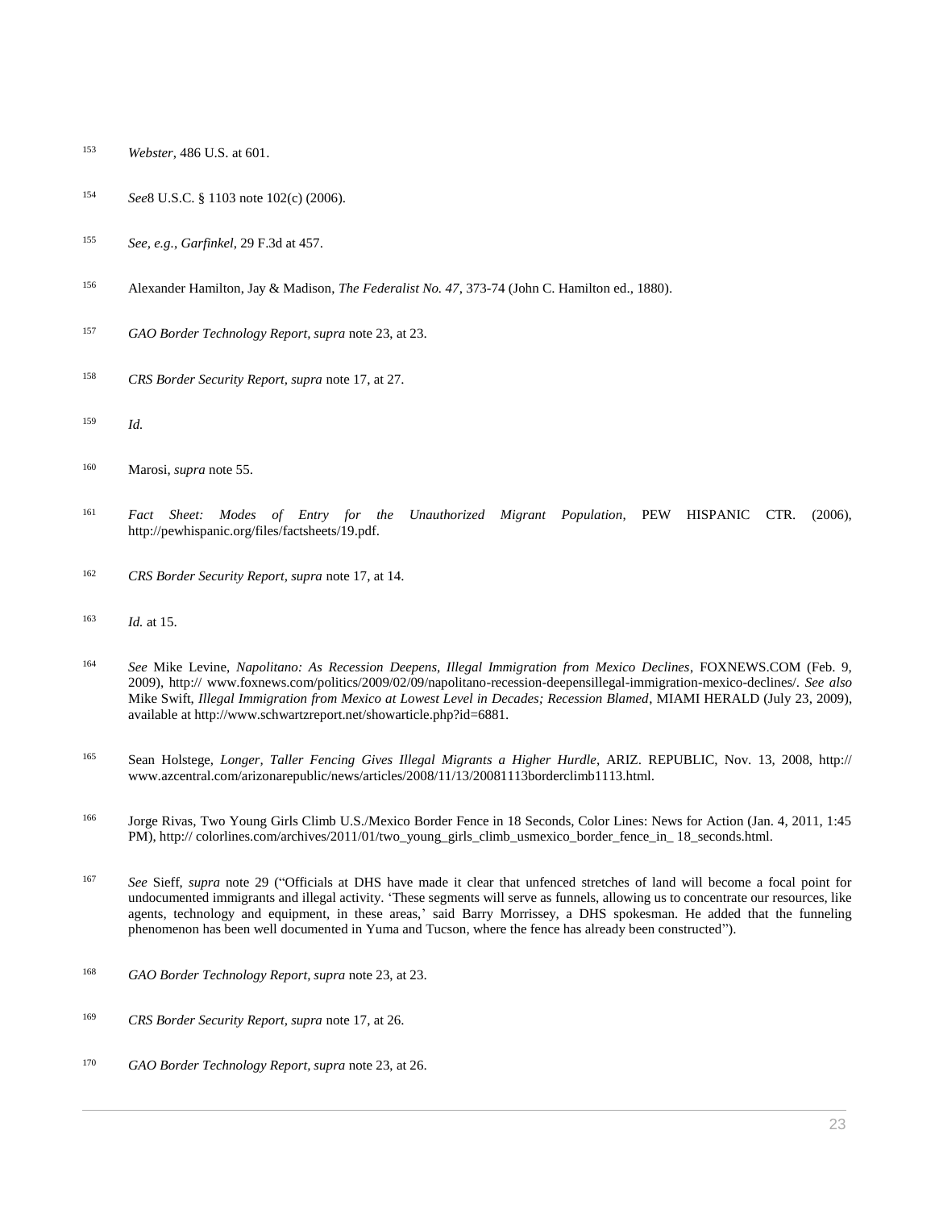[153] *Webster*, 486 U.S. at 601.

[154] *See*8 U.S.C. § 1103 note 102(c) (2006).

[155] *See, e.g.*, *Garfinkel*, 29 F.3d at 457.

[156] Alexander Hamilton, Jay & Madison, *The Federalist No. 47*, 373-74 (John C. Hamilton ed., 1880).

[157] *GAO Border Technology Report*, *supra* note 23, at 23.

[158] *CRS Border Security Report*, *supra* note 17, at 27.

[159] *Id.*

[160] Marosi, *supra* note 55.

[161] *Fact Sheet: Modes of Entry for the Unauthorized Migrant Population*, PEW HISPANIC CTR. (2006), http://pewhispanic.org/files/factsheets/19.pdf.

[162] *CRS Border Security Report*, *supra* note 17, at 14.

[163] *Id.* at 15.

[164] *See* Mike Levine, *Napolitano: As Recession Deepens, Illegal Immigration from Mexico Declines*, FOXNEWS.COM (Feb. 9, 2009), http:// www.foxnews.com/politics/2009/02/09/napolitano-recession-deepensillegal-immigration-mexico-declines/. *See also* Mike Swift, *Illegal Immigration from Mexico at Lowest Level in Decades; Recession Blamed*, MIAMI HERALD (July 23, 2009), available at http://www.schwartzreport.net/showarticle.php?id=6881.

[165] Sean Holstege, *Longer, Taller Fencing Gives Illegal Migrants a Higher Hurdle*, ARIZ. REPUBLIC, Nov. 13, 2008, http:// www.azcentral.com/arizonarepublic/news/articles/2008/11/13/20081113borderclimb1113.html.

[166] Jorge Rivas, Two Young Girls Climb U.S./Mexico Border Fence in 18 Seconds, Color Lines: News for Action (Jan. 4, 2011, 1:45 PM), http:// colorlines.com/archives/2011/01/two_young_girls_climb_usmexico_border_fence_in_ 18_seconds.html.

[167] *See* Sieff, *supra* note 29 ("Officials at DHS have made it clear that unfenced stretches of land will become a focal point for undocumented immigrants and illegal activity. 'These segments will serve as funnels, allowing us to concentrate our resources, like agents, technology and equipment, in these areas,' said Barry Morrissey, a DHS spokesman. He added that the funneling phenomenon has been well documented in Yuma and Tucson, where the fence has already been constructed").

[168] *GAO Border Technology Report*, *supra* note 23, at 23.

[169] *CRS Border Security Report*, *supra* note 17, at 26.

[170] *GAO Border Technology Report*, *supra* note 23, at 26.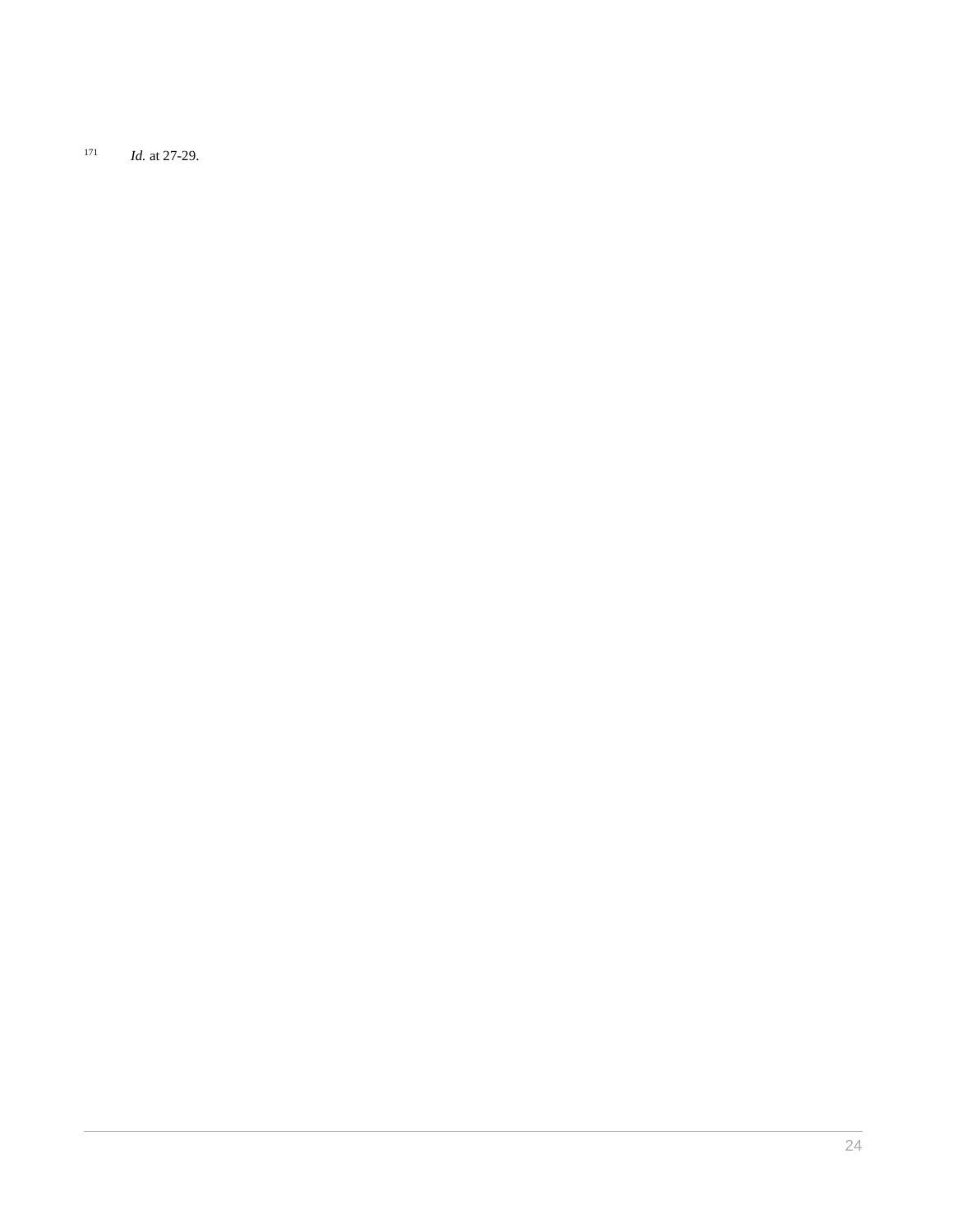[171] *Id.* at 27-29.